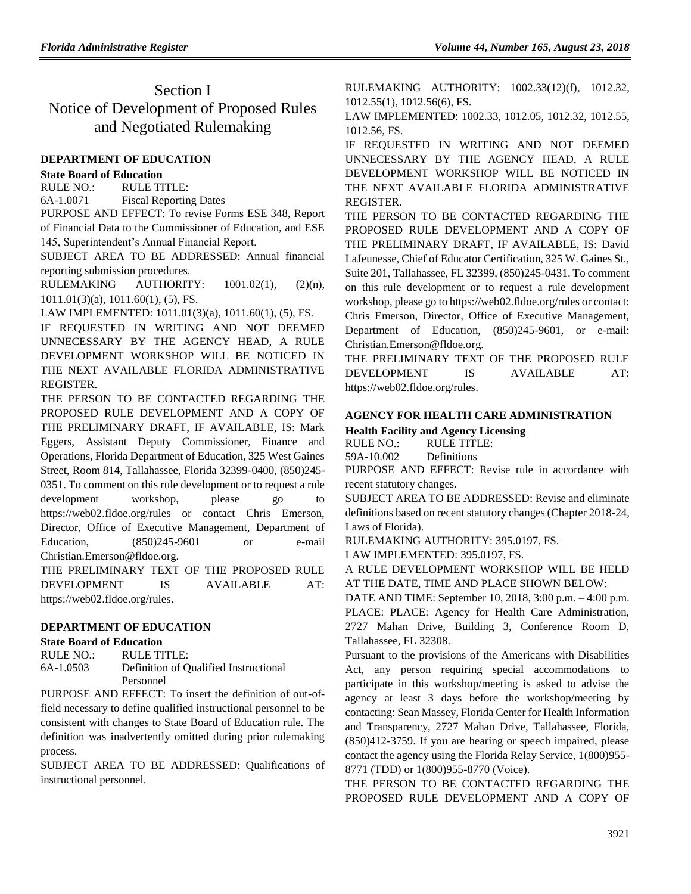# Section I
# Notice of Development of Proposed Rules and Negotiated Rulemaking

## DEPARTMENT OF EDUCATION

### State Board of Education

RULE NO.: RULE TITLE:

6A-1.0071 Fiscal Reporting Dates

PURPOSE AND EFFECT: To revise Forms ESE 348, Report of Financial Data to the Commissioner of Education, and ESE 145, Superintendent's Annual Financial Report.

SUBJECT AREA TO BE ADDRESSED: Annual financial reporting submission procedures.

RULEMAKING AUTHORITY: 1001.02(1), (2)(n), 1011.01(3)(a), 1011.60(1), (5), FS.

LAW IMPLEMENTED: 1011.01(3)(a), 1011.60(1), (5), FS.

IF REQUESTED IN WRITING AND NOT DEEMED UNNECESSARY BY THE AGENCY HEAD, A RULE DEVELOPMENT WORKSHOP WILL BE NOTICED IN THE NEXT AVAILABLE FLORIDA ADMINISTRATIVE REGISTER.

THE PERSON TO BE CONTACTED REGARDING THE PROPOSED RULE DEVELOPMENT AND A COPY OF THE PRELIMINARY DRAFT, IF AVAILABLE, IS: Mark Eggers, Assistant Deputy Commissioner, Finance and Operations, Florida Department of Education, 325 West Gaines Street, Room 814, Tallahassee, Florida 32399-0400, (850)245-0351. To comment on this rule development or to request a rule development workshop, please go to https://web02.fldoe.org/rules or contact Chris Emerson, Director, Office of Executive Management, Department of Education, (850)245-9601 or e-mail Christian.Emerson@fldoe.org.

THE PRELIMINARY TEXT OF THE PROPOSED RULE DEVELOPMENT IS AVAILABLE AT: https://web02.fldoe.org/rules.

## DEPARTMENT OF EDUCATION

### State Board of Education

RULE NO.: RULE TITLE:

6A-1.0503 Definition of Qualified Instructional Personnel

PURPOSE AND EFFECT: To insert the definition of out-of-field necessary to define qualified instructional personnel to be consistent with changes to State Board of Education rule. The definition was inadvertently omitted during prior rulemaking process.

SUBJECT AREA TO BE ADDRESSED: Qualifications of instructional personnel.

RULEMAKING AUTHORITY: 1002.33(12)(f), 1012.32, 1012.55(1), 1012.56(6), FS.

LAW IMPLEMENTED: 1002.33, 1012.05, 1012.32, 1012.55, 1012.56, FS.

IF REQUESTED IN WRITING AND NOT DEEMED UNNECESSARY BY THE AGENCY HEAD, A RULE DEVELOPMENT WORKSHOP WILL BE NOTICED IN THE NEXT AVAILABLE FLORIDA ADMINISTRATIVE REGISTER.

THE PERSON TO BE CONTACTED REGARDING THE PROPOSED RULE DEVELOPMENT AND A COPY OF THE PRELIMINARY DRAFT, IF AVAILABLE, IS: David LaJeunesse, Chief of Educator Certification, 325 W. Gaines St., Suite 201, Tallahassee, FL 32399, (850)245-0431. To comment on this rule development or to request a rule development workshop, please go to https://web02.fldoe.org/rules or contact: Chris Emerson, Director, Office of Executive Management, Department of Education, (850)245-9601, or e-mail: Christian.Emerson@fldoe.org.

THE PRELIMINARY TEXT OF THE PROPOSED RULE DEVELOPMENT IS AVAILABLE AT: https://web02.fldoe.org/rules.

## AGENCY FOR HEALTH CARE ADMINISTRATION

### Health Facility and Agency Licensing

RULE NO.: RULE TITLE:

59A-10.002 Definitions

PURPOSE AND EFFECT: Revise rule in accordance with recent statutory changes.

SUBJECT AREA TO BE ADDRESSED: Revise and eliminate definitions based on recent statutory changes (Chapter 2018-24, Laws of Florida).

RULEMAKING AUTHORITY: 395.0197, FS.

LAW IMPLEMENTED: 395.0197, FS.

A RULE DEVELOPMENT WORKSHOP WILL BE HELD AT THE DATE, TIME AND PLACE SHOWN BELOW:

DATE AND TIME: September 10, 2018, 3:00 p.m. – 4:00 p.m.

PLACE: PLACE: Agency for Health Care Administration, 2727 Mahan Drive, Building 3, Conference Room D, Tallahassee, FL 32308.

Pursuant to the provisions of the Americans with Disabilities Act, any person requiring special accommodations to participate in this workshop/meeting is asked to advise the agency at least 3 days before the workshop/meeting by contacting: Sean Massey, Florida Center for Health Information and Transparency, 2727 Mahan Drive, Tallahassee, Florida, (850)412-3759. If you are hearing or speech impaired, please contact the agency using the Florida Relay Service, 1(800)955-8771 (TDD) or 1(800)955-8770 (Voice).

THE PERSON TO BE CONTACTED REGARDING THE PROPOSED RULE DEVELOPMENT AND A COPY OF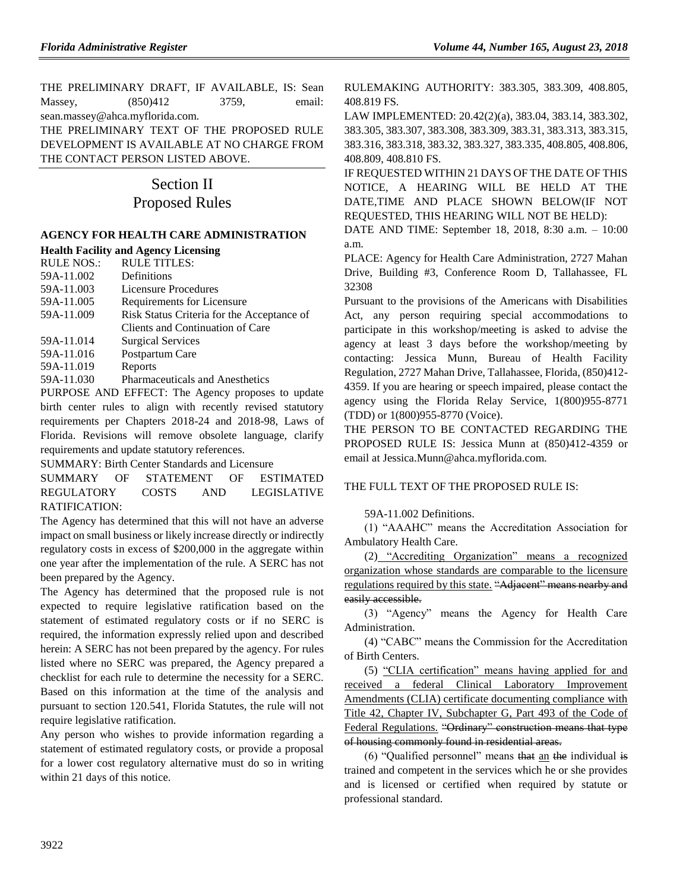THE PRELIMINARY DRAFT, IF AVAILABLE, IS: Sean Massey, (850)412 3759, email: sean.massey@ahca.myflorida.com.

THE PRELIMINARY TEXT OF THE PROPOSED RULE DEVELOPMENT IS AVAILABLE AT NO CHARGE FROM THE CONTACT PERSON LISTED ABOVE.

# Section II
# Proposed Rules

### AGENCY FOR HEALTH CARE ADMINISTRATION

**Health Facility and Agency Licensing**

| RULE NOS.: | RULE TITLES: |
|---|---|
| 59A-11.002 | Definitions |
| 59A-11.003 | Licensure Procedures |
| 59A-11.005 | Requirements for Licensure |
| 59A-11.009 | Risk Status Criteria for the Acceptance of Clients and Continuation of Care |
| 59A-11.014 | Surgical Services |
| 59A-11.016 | Postpartum Care |
| 59A-11.019 | Reports |
| 59A-11.030 | Pharmaceuticals and Anesthetics |

PURPOSE AND EFFECT: The Agency proposes to update birth center rules to align with recently revised statutory requirements per Chapters 2018-24 and 2018-98, Laws of Florida. Revisions will remove obsolete language, clarify requirements and update statutory references.

SUMMARY: Birth Center Standards and Licensure

SUMMARY OF STATEMENT OF ESTIMATED REGULATORY COSTS AND LEGISLATIVE RATIFICATION:

The Agency has determined that this will not have an adverse impact on small business or likely increase directly or indirectly regulatory costs in excess of $200,000 in the aggregate within one year after the implementation of the rule. A SERC has not been prepared by the Agency.

The Agency has determined that the proposed rule is not expected to require legislative ratification based on the statement of estimated regulatory costs or if no SERC is required, the information expressly relied upon and described herein: A SERC has not been prepared by the agency. For rules listed where no SERC was prepared, the Agency prepared a checklist for each rule to determine the necessity for a SERC. Based on this information at the time of the analysis and pursuant to section 120.541, Florida Statutes, the rule will not require legislative ratification.

Any person who wishes to provide information regarding a statement of estimated regulatory costs, or provide a proposal for a lower cost regulatory alternative must do so in writing within 21 days of this notice.

RULEMAKING AUTHORITY: 383.305, 383.309, 408.805, 408.819 FS.

LAW IMPLEMENTED: 20.42(2)(a), 383.04, 383.14, 383.302, 383.305, 383.307, 383.308, 383.309, 383.31, 383.313, 383.315, 383.316, 383.318, 383.32, 383.327, 383.335, 408.805, 408.806, 408.809, 408.810 FS.

IF REQUESTED WITHIN 21 DAYS OF THE DATE OF THIS NOTICE, A HEARING WILL BE HELD AT THE DATE,TIME AND PLACE SHOWN BELOW(IF NOT REQUESTED, THIS HEARING WILL NOT BE HELD):

DATE AND TIME: September 18, 2018, 8:30 a.m. – 10:00 a.m.

PLACE: Agency for Health Care Administration, 2727 Mahan Drive, Building #3, Conference Room D, Tallahassee, FL 32308

Pursuant to the provisions of the Americans with Disabilities Act, any person requiring special accommodations to participate in this workshop/meeting is asked to advise the agency at least 3 days before the workshop/meeting by contacting: Jessica Munn, Bureau of Health Facility Regulation, 2727 Mahan Drive, Tallahassee, Florida, (850)412-4359. If you are hearing or speech impaired, please contact the agency using the Florida Relay Service, 1(800)955-8771 (TDD) or 1(800)955-8770 (Voice).

THE PERSON TO BE CONTACTED REGARDING THE PROPOSED RULE IS: Jessica Munn at (850)412-4359 or email at Jessica.Munn@ahca.myflorida.com.

THE FULL TEXT OF THE PROPOSED RULE IS:

59A-11.002 Definitions.

(1) "AAAHC" means the Accreditation Association for Ambulatory Health Care.

(2) "Accrediting Organization" means a recognized organization whose standards are comparable to the licensure regulations required by this state. ~~"Adjacent" means nearby and easily accessible.~~

(3) "Agency" means the Agency for Health Care Administration.

(4) "CABC" means the Commission for the Accreditation of Birth Centers.

(5) "CLIA certification" means having applied for and received a federal Clinical Laboratory Improvement Amendments (CLIA) certificate documenting compliance with Title 42, Chapter IV, Subchapter G, Part 493 of the Code of Federal Regulations. ~~"Ordinary" construction means that type of housing commonly found in residential areas.~~

(6) "Qualified personnel" means ~~that~~ an ~~the~~ individual ~~is~~ trained and competent in the services which he or she provides and is licensed or certified when required by statute or professional standard.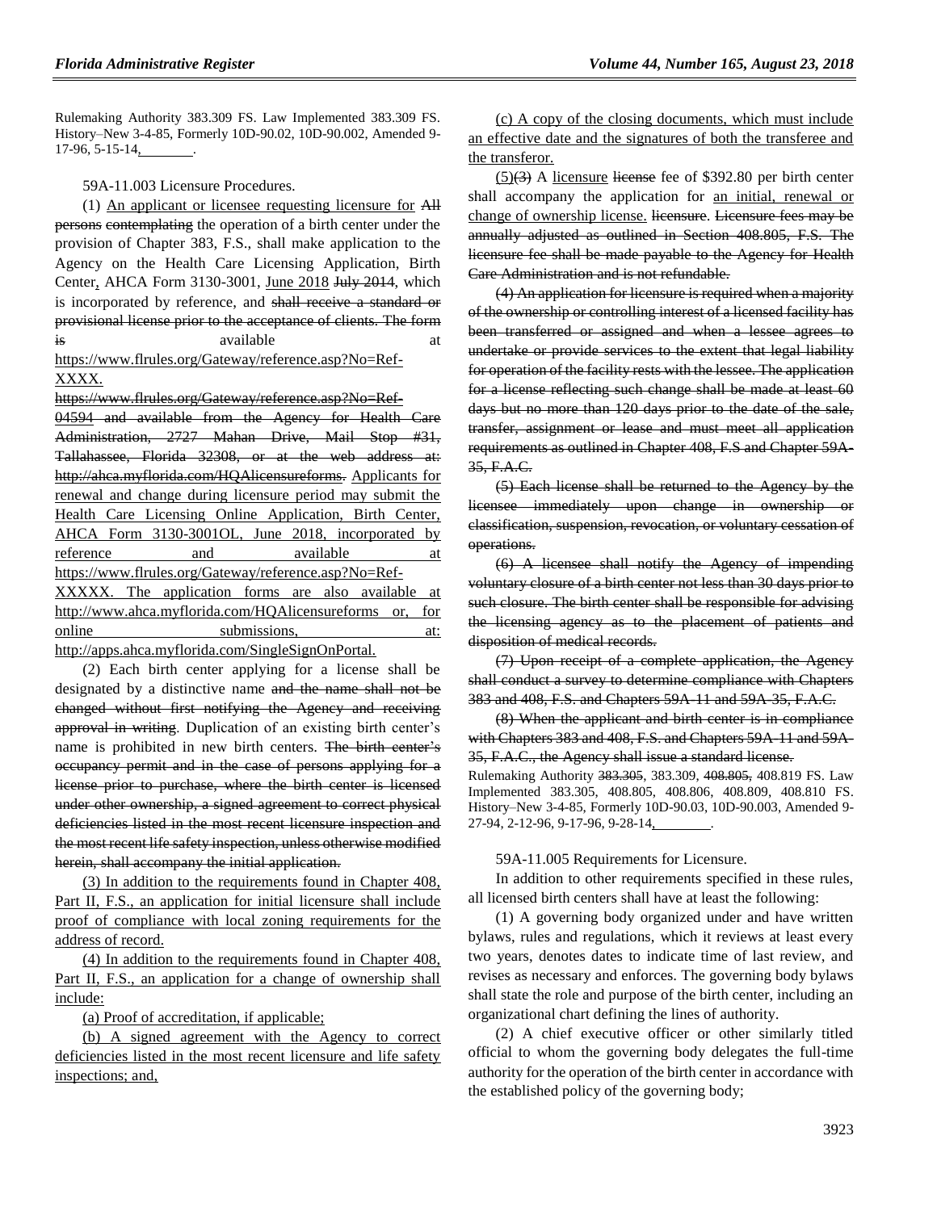Rulemaking Authority 383.309 FS. Law Implemented 383.309 FS. History–New 3-4-85, Formerly 10D-90.02, 10D-90.002, Amended 9-17-96, 5-15-14, ________.

59A-11.003 Licensure Procedures.

(1) An applicant or licensee requesting licensure for ~~All persons contemplating~~ the operation of a birth center under the provision of Chapter 383, F.S., shall make application to the Agency on the Health Care Licensing Application, Birth Center, AHCA Form 3130-3001, June 2018 ~~July 2014~~, which is incorporated by reference, and ~~shall receive a standard or provisional license prior to the acceptance of clients. The form is~~ available at https://www.flrules.org/Gateway/reference.asp?No=Ref-XXXX. ~~https://www.flrules.org/Gateway/reference.asp?No=Ref-04594 and available from the Agency for Health Care Administration, 2727 Mahan Drive, Mail Stop #31, Tallahassee, Florida 32308, or at the web address at: http://ahca.myflorida.com/HQAlicensureforms.~~ Applicants for renewal and change during licensure period may submit the Health Care Licensing Online Application, Birth Center, AHCA Form 3130-3001OL, June 2018, incorporated by reference and available at https://www.flrules.org/Gateway/reference.asp?No=Ref-XXXXX. The application forms are also available at http://www.ahca.myflorida.com/HQAlicensureforms or, for online submissions, at: http://apps.ahca.myflorida.com/SingleSignOnPortal.

(2) Each birth center applying for a license shall be designated by a distinctive name ~~and the name shall not be changed without first notifying the Agency and receiving approval in writing~~. Duplication of an existing birth center's name is prohibited in new birth centers. ~~The birth center's occupancy permit and in the case of persons applying for a license prior to purchase, where the birth center is licensed under other ownership, a signed agreement to correct physical deficiencies listed in the most recent licensure inspection and the most recent life safety inspection, unless otherwise modified herein, shall accompany the initial application.~~

(3) In addition to the requirements found in Chapter 408, Part II, F.S., an application for initial licensure shall include proof of compliance with local zoning requirements for the address of record.

(4) In addition to the requirements found in Chapter 408, Part II, F.S., an application for a change of ownership shall include:

(a) Proof of accreditation, if applicable;

(b) A signed agreement with the Agency to correct deficiencies listed in the most recent licensure and life safety inspections; and,

(c) A copy of the closing documents, which must include an effective date and the signatures of both the transferee and the transferor.

(5)~~(3)~~ A licensure ~~license~~ fee of $392.80 per birth center shall accompany the application for an initial, renewal or change of ownership license. ~~licensure. Licensure fees may be annually adjusted as outlined in Section 408.805, F.S. The licensure fee shall be made payable to the Agency for Health Care Administration and is not refundable.~~

~~(4) An application for licensure is required when a majority of the ownership or controlling interest of a licensed facility has been transferred or assigned and when a lessee agrees to undertake or provide services to the extent that legal liability for operation of the facility rests with the lessee. The application for a license reflecting such change shall be made at least 60 days but no more than 120 days prior to the date of the sale, transfer, assignment or lease and must meet all application requirements as outlined in Chapter 408, F.S and Chapter 59A-35, F.A.C.~~

~~(5) Each license shall be returned to the Agency by the licensee immediately upon change in ownership or classification, suspension, revocation, or voluntary cessation of operations.~~

~~(6) A licensee shall notify the Agency of impending voluntary closure of a birth center not less than 30 days prior to such closure. The birth center shall be responsible for advising the licensing agency as to the placement of patients and disposition of medical records.~~

~~(7) Upon receipt of a complete application, the Agency shall conduct a survey to determine compliance with Chapters 383 and 408, F.S. and Chapters 59A-11 and 59A-35, F.A.C.~~

~~(8) When the applicant and birth center is in compliance with Chapters 383 and 408, F.S. and Chapters 59A-11 and 59A-35, F.A.C., the Agency shall issue a standard license.~~

Rulemaking Authority ~~383.305,~~ 383.309, ~~408.805,~~ 408.819 FS. Law Implemented 383.305, 408.805, 408.806, 408.809, 408.810 FS. History–New 3-4-85, Formerly 10D-90.03, 10D-90.003, Amended 9-27-94, 2-12-96, 9-17-96, 9-28-14, ________.

59A-11.005 Requirements for Licensure.

In addition to other requirements specified in these rules, all licensed birth centers shall have at least the following:

(1) A governing body organized under and have written bylaws, rules and regulations, which it reviews at least every two years, denotes dates to indicate time of last review, and revises as necessary and enforces. The governing body bylaws shall state the role and purpose of the birth center, including an organizational chart defining the lines of authority.

(2) A chief executive officer or other similarly titled official to whom the governing body delegates the full-time authority for the operation of the birth center in accordance with the established policy of the governing body;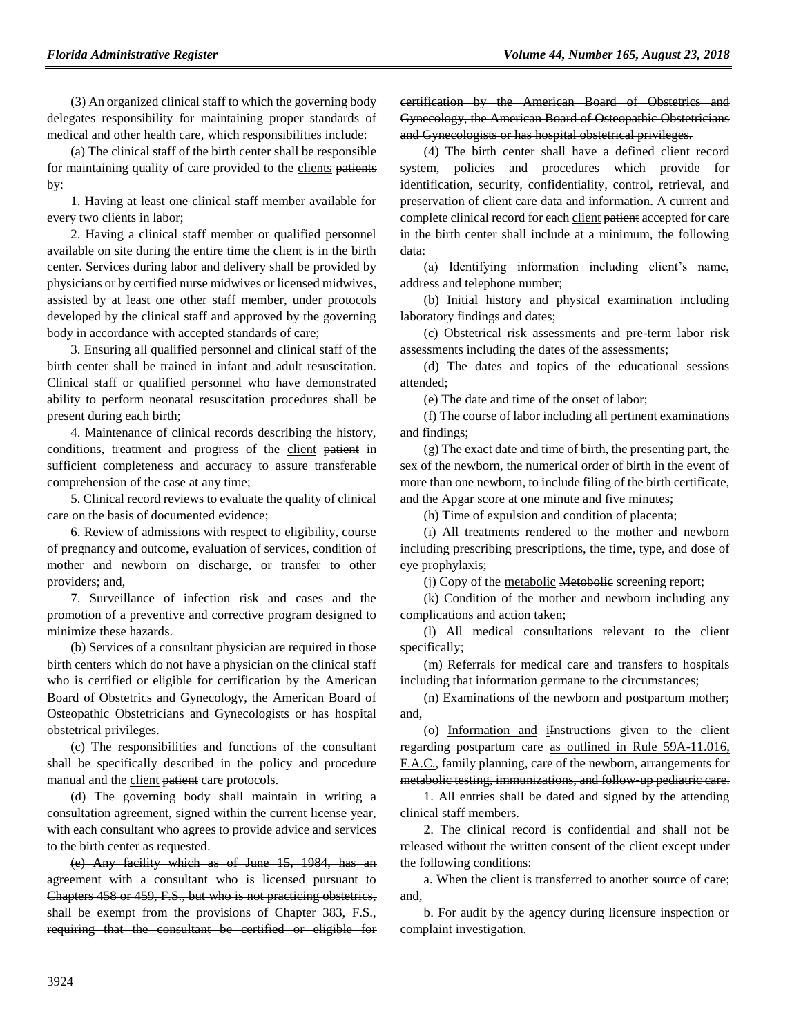(3) An organized clinical staff to which the governing body delegates responsibility for maintaining proper standards of medical and other health care, which responsibilities include:

(a) The clinical staff of the birth center shall be responsible for maintaining quality of care provided to the <u>clients</u> ~~patients~~ by:

1. Having at least one clinical staff member available for every two clients in labor;

2. Having a clinical staff member or qualified personnel available on site during the entire time the client is in the birth center. Services during labor and delivery shall be provided by physicians or by certified nurse midwives or licensed midwives, assisted by at least one other staff member, under protocols developed by the clinical staff and approved by the governing body in accordance with accepted standards of care;

3. Ensuring all qualified personnel and clinical staff of the birth center shall be trained in infant and adult resuscitation. Clinical staff or qualified personnel who have demonstrated ability to perform neonatal resuscitation procedures shall be present during each birth;

4. Maintenance of clinical records describing the history, conditions, treatment and progress of the <u>client</u> ~~patient~~ in sufficient completeness and accuracy to assure transferable comprehension of the case at any time;

5. Clinical record reviews to evaluate the quality of clinical care on the basis of documented evidence;

6. Review of admissions with respect to eligibility, course of pregnancy and outcome, evaluation of services, condition of mother and newborn on discharge, or transfer to other providers; and,

7. Surveillance of infection risk and cases and the promotion of a preventive and corrective program designed to minimize these hazards.

(b) Services of a consultant physician are required in those birth centers which do not have a physician on the clinical staff who is certified or eligible for certification by the American Board of Obstetrics and Gynecology, the American Board of Osteopathic Obstetricians and Gynecologists or has hospital obstetrical privileges.

(c) The responsibilities and functions of the consultant shall be specifically described in the policy and procedure manual and the <u>client</u> ~~patient~~ care protocols.

(d) The governing body shall maintain in writing a consultation agreement, signed within the current license year, with each consultant who agrees to provide advice and services to the birth center as requested.

~~(e) Any facility which as of June 15, 1984, has an agreement with a consultant who is licensed pursuant to Chapters 458 or 459, F.S., but who is not practicing obstetrics, shall be exempt from the provisions of Chapter 383, F.S., requiring that the consultant be certified or eligible for certification by the American Board of Obstetrics and Gynecology, the American Board of Osteopathic Obstetricians and Gynecologists or has hospital obstetrical privileges.~~

(4) The birth center shall have a defined client record system, policies and procedures which provide for identification, security, confidentiality, control, retrieval, and preservation of client care data and information. A current and complete clinical record for each <u>client</u> ~~patient~~ accepted for care in the birth center shall include at a minimum, the following data:

(a) Identifying information including client's name, address and telephone number;

(b) Initial history and physical examination including laboratory findings and dates;

(c) Obstetrical risk assessments and pre-term labor risk assessments including the dates of the assessments;

(d) The dates and topics of the educational sessions attended;

(e) The date and time of the onset of labor;

(f) The course of labor including all pertinent examinations and findings;

(g) The exact date and time of birth, the presenting part, the sex of the newborn, the numerical order of birth in the event of more than one newborn, to include filing of the birth certificate, and the Apgar score at one minute and five minutes;

(h) Time of expulsion and condition of placenta;

(i) All treatments rendered to the mother and newborn including prescribing prescriptions, the time, type, and dose of eye prophylaxis;

(j) Copy of the <u>metabolic</u> ~~Metobolic~~ screening report;

(k) Condition of the mother and newborn including any complications and action taken;

(l) All medical consultations relevant to the client specifically;

(m) Referrals for medical care and transfers to hospitals including that information germane to the circumstances;

(n) Examinations of the newborn and postpartum mother; and,

(o) <u>Information and</u> <u>i</u>~~I~~nstructions given to the client regarding postpartum care <u>as outlined in Rule 59A-11.016, F.A.C.</u>~~, family planning, care of the newborn, arrangements for metabolic testing, immunizations, and follow-up pediatric care.~~

1. All entries shall be dated and signed by the attending clinical staff members.

2. The clinical record is confidential and shall not be released without the written consent of the client except under the following conditions:

a. When the client is transferred to another source of care; and,

b. For audit by the agency during licensure inspection or complaint investigation.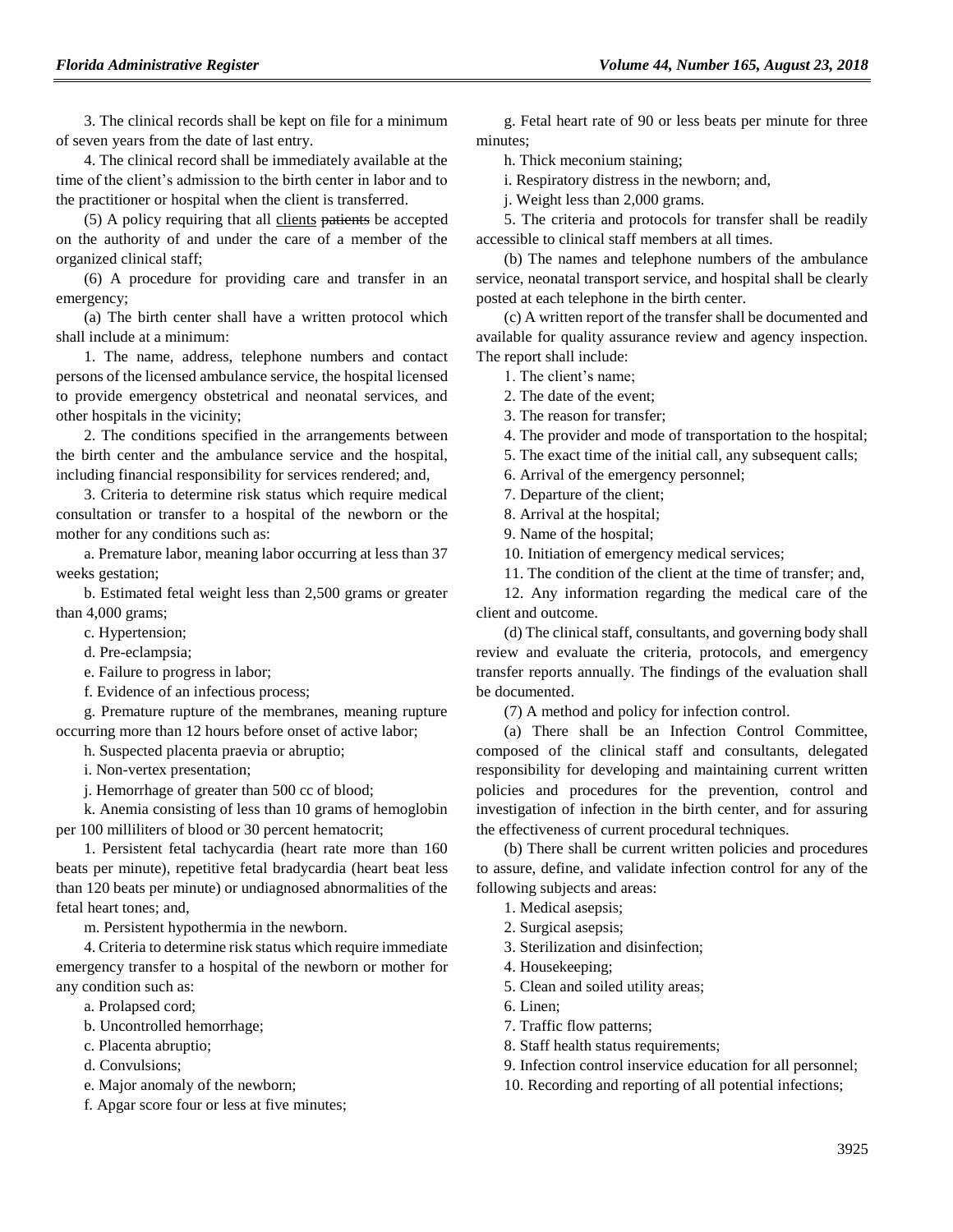3. The clinical records shall be kept on file for a minimum of seven years from the date of last entry.

4. The clinical record shall be immediately available at the time of the client's admission to the birth center in labor and to the practitioner or hospital when the client is transferred.

(5) A policy requiring that all clients ~~patients~~ be accepted on the authority of and under the care of a member of the organized clinical staff;

(6) A procedure for providing care and transfer in an emergency;

(a) The birth center shall have a written protocol which shall include at a minimum:

1. The name, address, telephone numbers and contact persons of the licensed ambulance service, the hospital licensed to provide emergency obstetrical and neonatal services, and other hospitals in the vicinity;

2. The conditions specified in the arrangements between the birth center and the ambulance service and the hospital, including financial responsibility for services rendered; and,

3. Criteria to determine risk status which require medical consultation or transfer to a hospital of the newborn or the mother for any conditions such as:

a. Premature labor, meaning labor occurring at less than 37 weeks gestation;

b. Estimated fetal weight less than 2,500 grams or greater than 4,000 grams;

c. Hypertension;

d. Pre-eclampsia;

e. Failure to progress in labor;

f. Evidence of an infectious process;

g. Premature rupture of the membranes, meaning rupture occurring more than 12 hours before onset of active labor;

h. Suspected placenta praevia or abruptio;

i. Non-vertex presentation;

j. Hemorrhage of greater than 500 cc of blood;

k. Anemia consisting of less than 10 grams of hemoglobin per 100 milliliters of blood or 30 percent hematocrit;

l. Persistent fetal tachycardia (heart rate more than 160 beats per minute), repetitive fetal bradycardia (heart beat less than 120 beats per minute) or undiagnosed abnormalities of the fetal heart tones; and,

m. Persistent hypothermia in the newborn.

4. Criteria to determine risk status which require immediate emergency transfer to a hospital of the newborn or mother for any condition such as:

a. Prolapsed cord;

b. Uncontrolled hemorrhage;

c. Placenta abruptio;

d. Convulsions;

e. Major anomaly of the newborn;

f. Apgar score four or less at five minutes;

g. Fetal heart rate of 90 or less beats per minute for three minutes;

h. Thick meconium staining;

i. Respiratory distress in the newborn; and,

j. Weight less than 2,000 grams.

5. The criteria and protocols for transfer shall be readily accessible to clinical staff members at all times.

(b) The names and telephone numbers of the ambulance service, neonatal transport service, and hospital shall be clearly posted at each telephone in the birth center.

(c) A written report of the transfer shall be documented and available for quality assurance review and agency inspection. The report shall include:

1. The client's name;

2. The date of the event;

3. The reason for transfer;

4. The provider and mode of transportation to the hospital;

5. The exact time of the initial call, any subsequent calls;

6. Arrival of the emergency personnel;

7. Departure of the client;

8. Arrival at the hospital;

9. Name of the hospital;

10. Initiation of emergency medical services;

11. The condition of the client at the time of transfer; and,

12. Any information regarding the medical care of the client and outcome.

(d) The clinical staff, consultants, and governing body shall review and evaluate the criteria, protocols, and emergency transfer reports annually. The findings of the evaluation shall be documented.

(7) A method and policy for infection control.

(a) There shall be an Infection Control Committee, composed of the clinical staff and consultants, delegated responsibility for developing and maintaining current written policies and procedures for the prevention, control and investigation of infection in the birth center, and for assuring the effectiveness of current procedural techniques.

(b) There shall be current written policies and procedures to assure, define, and validate infection control for any of the following subjects and areas:

1. Medical asepsis;

2. Surgical asepsis;

3. Sterilization and disinfection;

4. Housekeeping;

5. Clean and soiled utility areas;

6. Linen;

7. Traffic flow patterns;

8. Staff health status requirements;

9. Infection control inservice education for all personnel;

10. Recording and reporting of all potential infections;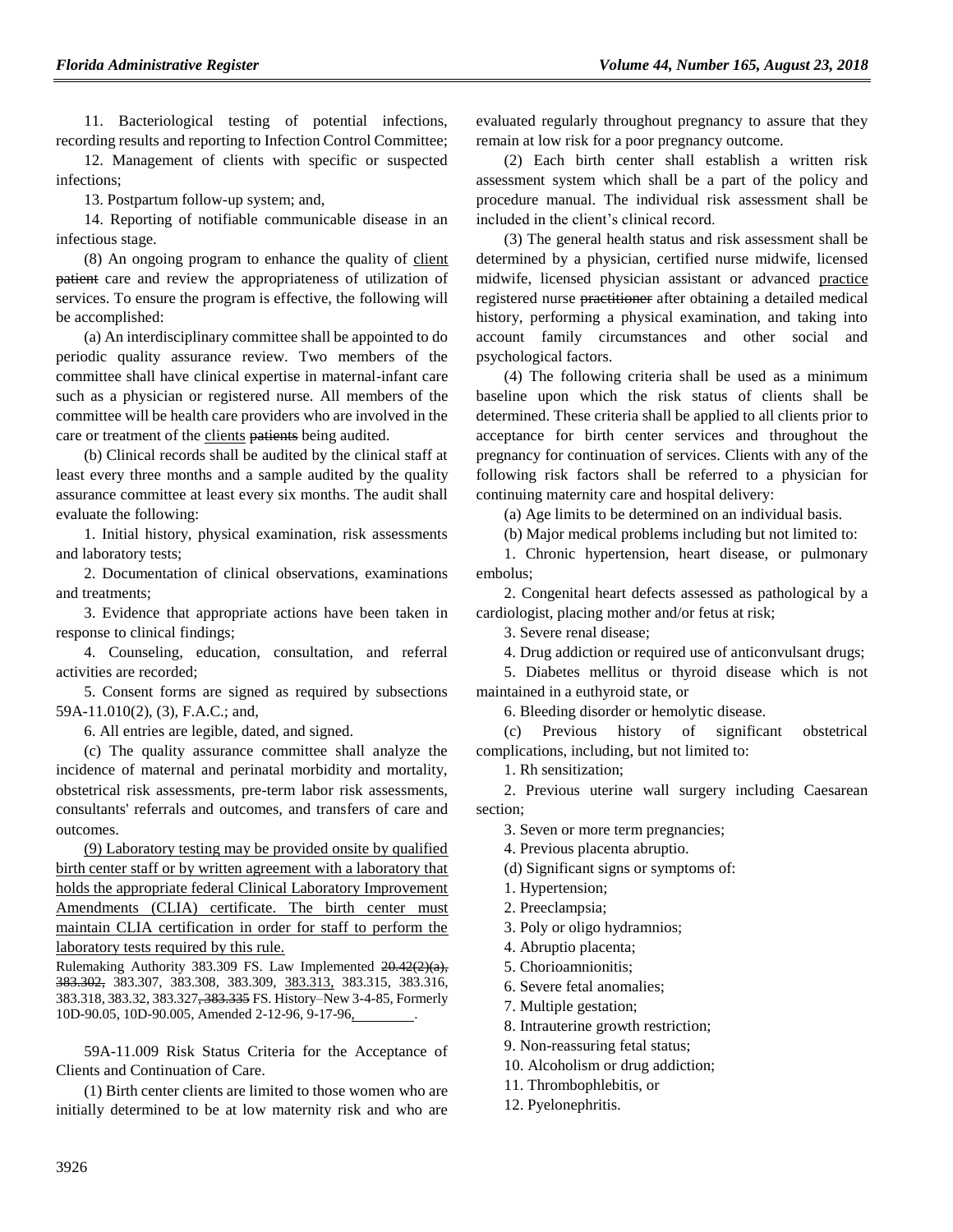11. Bacteriological testing of potential infections, recording results and reporting to Infection Control Committee;

12. Management of clients with specific or suspected infections;

13. Postpartum follow-up system; and,

14. Reporting of notifiable communicable disease in an infectious stage.

(8) An ongoing program to enhance the quality of <u>client</u> ~~patient~~ care and review the appropriateness of utilization of services. To ensure the program is effective, the following will be accomplished:

(a) An interdisciplinary committee shall be appointed to do periodic quality assurance review. Two members of the committee shall have clinical expertise in maternal-infant care such as a physician or registered nurse. All members of the committee will be health care providers who are involved in the care or treatment of the <u>clients</u> ~~patients~~ being audited.

(b) Clinical records shall be audited by the clinical staff at least every three months and a sample audited by the quality assurance committee at least every six months. The audit shall evaluate the following:

1. Initial history, physical examination, risk assessments and laboratory tests;

2. Documentation of clinical observations, examinations and treatments;

3. Evidence that appropriate actions have been taken in response to clinical findings;

4. Counseling, education, consultation, and referral activities are recorded;

5. Consent forms are signed as required by subsections 59A-11.010(2), (3), F.A.C.; and,

6. All entries are legible, dated, and signed.

(c) The quality assurance committee shall analyze the incidence of maternal and perinatal morbidity and mortality, obstetrical risk assessments, pre-term labor risk assessments, consultants' referrals and outcomes, and transfers of care and outcomes.

<u>(9) Laboratory testing may be provided onsite by qualified birth center staff or by written agreement with a laboratory that holds the appropriate federal Clinical Laboratory Improvement Amendments (CLIA) certificate. The birth center must maintain CLIA certification in order for staff to perform the laboratory tests required by this rule.</u>

Rulemaking Authority 383.309 FS. Law Implemented ~~20.42(2)(a), 383.302,~~ 383.307, 383.308, 383.309, <u>383.313,</u> 383.315, 383.316, 383.318, 383.32, 383.327~~, 383.335~~ FS. History–New 3-4-85, Formerly 10D-90.05, 10D-90.005, Amended 2-12-96, 9-17-96<u>,</u>________.

59A-11.009 Risk Status Criteria for the Acceptance of Clients and Continuation of Care.

(1) Birth center clients are limited to those women who are initially determined to be at low maternity risk and who are evaluated regularly throughout pregnancy to assure that they remain at low risk for a poor pregnancy outcome.

(2) Each birth center shall establish a written risk assessment system which shall be a part of the policy and procedure manual. The individual risk assessment shall be included in the client's clinical record.

(3) The general health status and risk assessment shall be determined by a physician, certified nurse midwife, licensed midwife, licensed physician assistant or advanced <u>practice</u> registered nurse ~~practitioner~~ after obtaining a detailed medical history, performing a physical examination, and taking into account family circumstances and other social and psychological factors.

(4) The following criteria shall be used as a minimum baseline upon which the risk status of clients shall be determined. These criteria shall be applied to all clients prior to acceptance for birth center services and throughout the pregnancy for continuation of services. Clients with any of the following risk factors shall be referred to a physician for continuing maternity care and hospital delivery:

(a) Age limits to be determined on an individual basis.

(b) Major medical problems including but not limited to:

1. Chronic hypertension, heart disease, or pulmonary embolus;

2. Congenital heart defects assessed as pathological by a cardiologist, placing mother and/or fetus at risk;

3. Severe renal disease;

4. Drug addiction or required use of anticonvulsant drugs;

5. Diabetes mellitus or thyroid disease which is not maintained in a euthyroid state, or

6. Bleeding disorder or hemolytic disease.

(c) Previous history of significant obstetrical complications, including, but not limited to:

1. Rh sensitization;

2. Previous uterine wall surgery including Caesarean section;

3. Seven or more term pregnancies;

4. Previous placenta abruptio.

(d) Significant signs or symptoms of:

1. Hypertension;

2. Preeclampsia;

3. Poly or oligo hydramnios;

4. Abruptio placenta;

5. Chorioamnionitis;

6. Severe fetal anomalies;

7. Multiple gestation;

8. Intrauterine growth restriction;

9. Non-reassuring fetal status;

10. Alcoholism or drug addiction;

11. Thrombophlebitis, or

12. Pyelonephritis.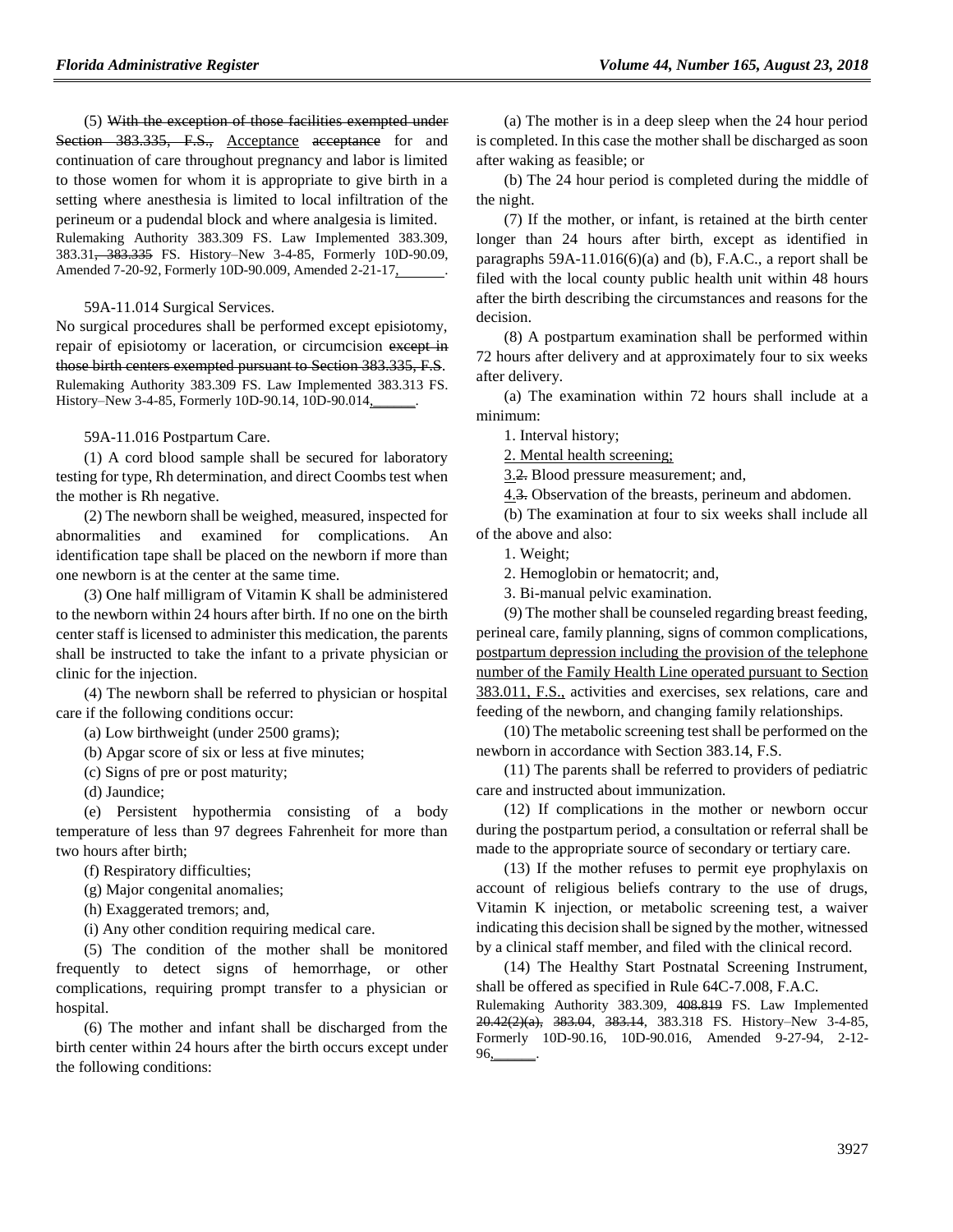(5) ~~With the exception of those facilities exempted under Section 383.335, F.S.,~~ Acceptance ~~acceptance~~ for and continuation of care throughout pregnancy and labor is limited to those women for whom it is appropriate to give birth in a setting where anesthesia is limited to local infiltration of the perineum or a pudendal block and where analgesia is limited.

Rulemaking Authority 383.309 FS. Law Implemented 383.309, 383.31~~, 383.335~~ FS. History–New 3-4-85, Formerly 10D-90.09, Amended 7-20-92, Formerly 10D-90.009, Amended 2-21-17,______.

59A-11.014 Surgical Services.

No surgical procedures shall be performed except episiotomy, repair of episiotomy or laceration, or circumcision ~~except in those birth centers exempted pursuant to Section 383.335, F.S~~.

Rulemaking Authority 383.309 FS. Law Implemented 383.313 FS. History–New 3-4-85, Formerly 10D-90.14, 10D-90.014,______.

59A-11.016 Postpartum Care.

(1) A cord blood sample shall be secured for laboratory testing for type, Rh determination, and direct Coombs test when the mother is Rh negative.

(2) The newborn shall be weighed, measured, inspected for abnormalities and examined for complications. An identification tape shall be placed on the newborn if more than one newborn is at the center at the same time.

(3) One half milligram of Vitamin K shall be administered to the newborn within 24 hours after birth. If no one on the birth center staff is licensed to administer this medication, the parents shall be instructed to take the infant to a private physician or clinic for the injection.

(4) The newborn shall be referred to physician or hospital care if the following conditions occur:

(a) Low birthweight (under 2500 grams);

(b) Apgar score of six or less at five minutes;

(c) Signs of pre or post maturity;

(d) Jaundice;

(e) Persistent hypothermia consisting of a body temperature of less than 97 degrees Fahrenheit for more than two hours after birth;

(f) Respiratory difficulties;

(g) Major congenital anomalies;

(h) Exaggerated tremors; and,

(i) Any other condition requiring medical care.

(5) The condition of the mother shall be monitored frequently to detect signs of hemorrhage, or other complications, requiring prompt transfer to a physician or hospital.

(6) The mother and infant shall be discharged from the birth center within 24 hours after the birth occurs except under the following conditions:

(a) The mother is in a deep sleep when the 24 hour period is completed. In this case the mother shall be discharged as soon after waking as feasible; or

(b) The 24 hour period is completed during the middle of the night.

(7) If the mother, or infant, is retained at the birth center longer than 24 hours after birth, except as identified in paragraphs 59A-11.016(6)(a) and (b), F.A.C., a report shall be filed with the local county public health unit within 48 hours after the birth describing the circumstances and reasons for the decision.

(8) A postpartum examination shall be performed within 72 hours after delivery and at approximately four to six weeks after delivery.

(a) The examination within 72 hours shall include at a minimum:

1. Interval history;

2. Mental health screening;

3.~~2.~~ Blood pressure measurement; and,

4.~~3.~~ Observation of the breasts, perineum and abdomen.

(b) The examination at four to six weeks shall include all of the above and also:

1. Weight;

2. Hemoglobin or hematocrit; and,

3. Bi-manual pelvic examination.

(9) The mother shall be counseled regarding breast feeding, perineal care, family planning, signs of common complications, postpartum depression including the provision of the telephone number of the Family Health Line operated pursuant to Section 383.011, F.S., activities and exercises, sex relations, care and feeding of the newborn, and changing family relationships.

(10) The metabolic screening test shall be performed on the newborn in accordance with Section 383.14, F.S.

(11) The parents shall be referred to providers of pediatric care and instructed about immunization.

(12) If complications in the mother or newborn occur during the postpartum period, a consultation or referral shall be made to the appropriate source of secondary or tertiary care.

(13) If the mother refuses to permit eye prophylaxis on account of religious beliefs contrary to the use of drugs, Vitamin K injection, or metabolic screening test, a waiver indicating this decision shall be signed by the mother, witnessed by a clinical staff member, and filed with the clinical record.

(14) The Healthy Start Postnatal Screening Instrument, shall be offered as specified in Rule 64C-7.008, F.A.C.

Rulemaking Authority 383.309, ~~408.819~~ FS. Law Implemented ~~20.42(2)(a), 383.04, 383.14~~, 383.318 FS. History–New 3-4-85, Formerly 10D-90.16, 10D-90.016, Amended 9-27-94, 2-12-96,______.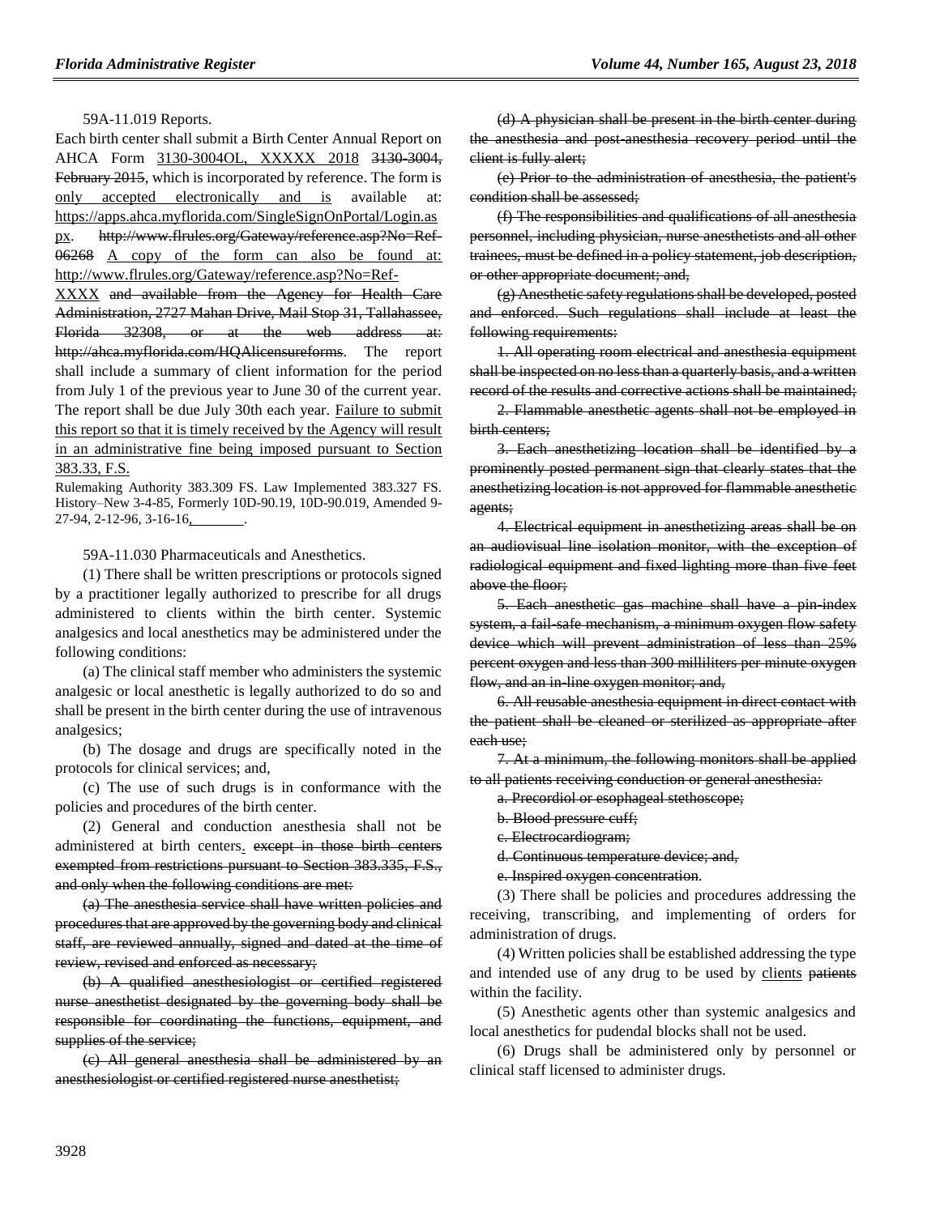59A-11.019 Reports.

Each birth center shall submit a Birth Center Annual Report on AHCA Form 3130-3004OL, XXXXX 2018 ~~3130-3004, February 2015~~, which is incorporated by reference. The form is only accepted electronically and is available at: https://apps.ahca.myflorida.com/SingleSignOnPortal/Login.aspx. ~~http://www.flrules.org/Gateway/reference.asp?No=Ref-06268~~ A copy of the form can also be found at: http://www.flrules.org/Gateway/reference.asp?No=Ref-XXXX ~~and available from the Agency for Health Care Administration, 2727 Mahan Drive, Mail Stop 31, Tallahassee, Florida 32308, or at the web address at: http://ahca.myflorida.com/HQAlicensureforms~~. The report shall include a summary of client information for the period from July 1 of the previous year to June 30 of the current year. The report shall be due July 30th each year. Failure to submit this report so that it is timely received by the Agency will result in an administrative fine being imposed pursuant to Section 383.33, F.S.

Rulemaking Authority 383.309 FS. Law Implemented 383.327 FS. History–New 3-4-85, Formerly 10D-90.19, 10D-90.019, Amended 9-27-94, 2-12-96, 3-16-16, ________.

59A-11.030 Pharmaceuticals and Anesthetics.

(1) There shall be written prescriptions or protocols signed by a practitioner legally authorized to prescribe for all drugs administered to clients within the birth center. Systemic analgesics and local anesthetics may be administered under the following conditions:

(a) The clinical staff member who administers the systemic analgesic or local anesthetic is legally authorized to do so and shall be present in the birth center during the use of intravenous analgesics;

(b) The dosage and drugs are specifically noted in the protocols for clinical services; and,

(c) The use of such drugs is in conformance with the policies and procedures of the birth center.

(2) General and conduction anesthesia shall not be administered at birth centers. ~~except in those birth centers exempted from restrictions pursuant to Section 383.335, F.S., and only when the following conditions are met:~~

~~(a) The anesthesia service shall have written policies and procedures that are approved by the governing body and clinical staff, are reviewed annually, signed and dated at the time of review, revised and enforced as necessary;~~

~~(b) A qualified anesthesiologist or certified registered nurse anesthetist designated by the governing body shall be responsible for coordinating the functions, equipment, and supplies of the service;~~

~~(c) All general anesthesia shall be administered by an anesthesiologist or certified registered nurse anesthetist;~~

~~(d) A physician shall be present in the birth center during the anesthesia and post-anesthesia recovery period until the client is fully alert;~~

~~(e) Prior to the administration of anesthesia, the patient's condition shall be assessed;~~

~~(f) The responsibilities and qualifications of all anesthesia personnel, including physician, nurse anesthetists and all other trainees, must be defined in a policy statement, job description, or other appropriate document; and,~~

~~(g) Anesthetic safety regulations shall be developed, posted and enforced. Such regulations shall include at least the following requirements:~~

~~1. All operating room electrical and anesthesia equipment shall be inspected on no less than a quarterly basis, and a written record of the results and corrective actions shall be maintained;~~

~~2. Flammable anesthetic agents shall not be employed in birth centers;~~

~~3. Each anesthetizing location shall be identified by a prominently posted permanent sign that clearly states that the anesthetizing location is not approved for flammable anesthetic agents;~~

~~4. Electrical equipment in anesthetizing areas shall be on an audiovisual line isolation monitor, with the exception of radiological equipment and fixed lighting more than five feet above the floor;~~

~~5. Each anesthetic gas machine shall have a pin-index system, a fail-safe mechanism, a minimum oxygen flow safety device which will prevent administration of less than 25% percent oxygen and less than 300 milliliters per minute oxygen flow, and an in-line oxygen monitor; and,~~

~~6. All reusable anesthesia equipment in direct contact with the patient shall be cleaned or sterilized as appropriate after each use;~~

~~7. At a minimum, the following monitors shall be applied to all patients receiving conduction or general anesthesia:~~

~~a. Precordiol or esophageal stethoscope;~~

~~b. Blood pressure cuff;~~

~~c. Electrocardiogram;~~

~~d. Continuous temperature device; and,~~

~~e. Inspired oxygen concentration~~.

(3) There shall be policies and procedures addressing the receiving, transcribing, and implementing of orders for administration of drugs.

(4) Written policies shall be established addressing the type and intended use of any drug to be used by clients ~~patients~~ within the facility.

(5) Anesthetic agents other than systemic analgesics and local anesthetics for pudendal blocks shall not be used.

(6) Drugs shall be administered only by personnel or clinical staff licensed to administer drugs.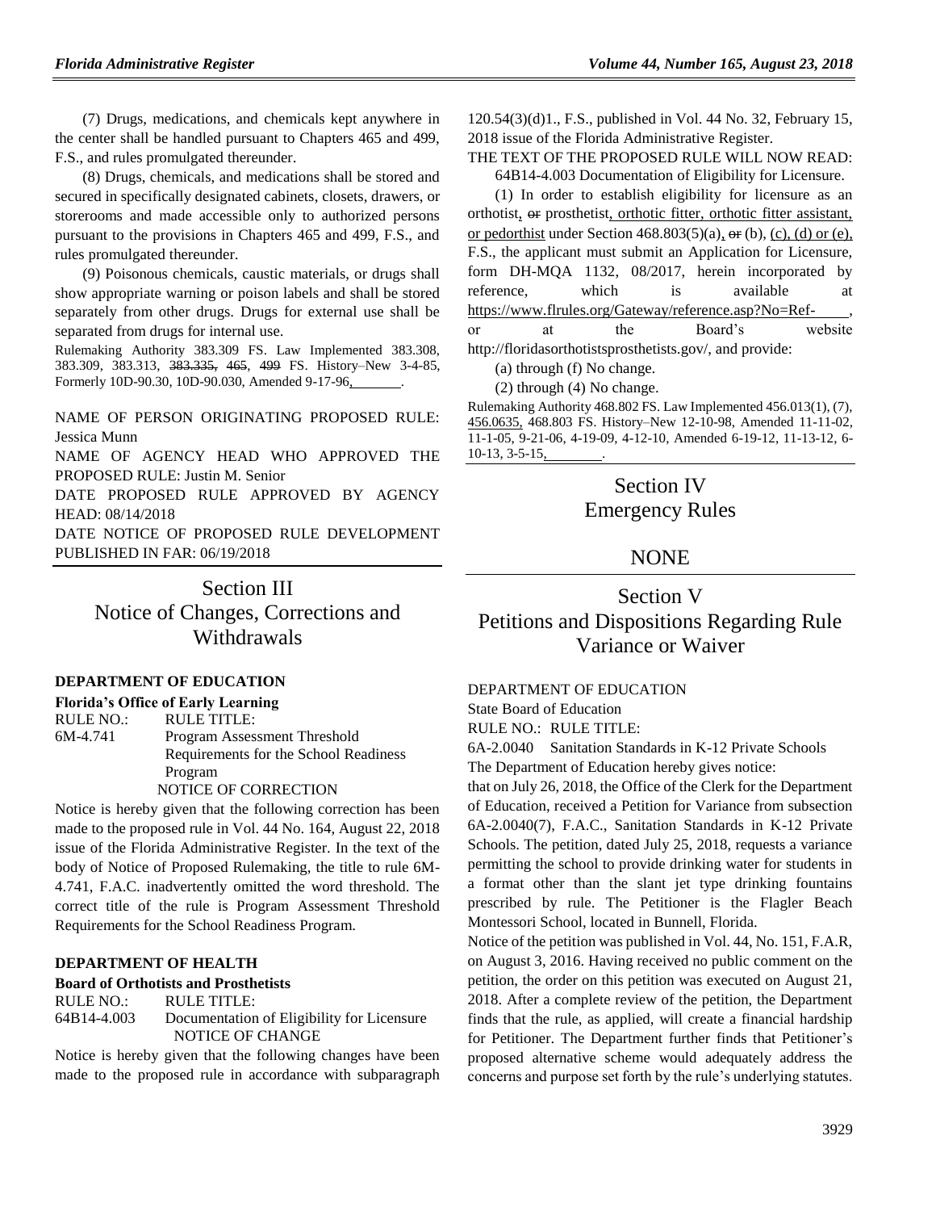(7) Drugs, medications, and chemicals kept anywhere in the center shall be handled pursuant to Chapters 465 and 499, F.S., and rules promulgated thereunder.

(8) Drugs, chemicals, and medications shall be stored and secured in specifically designated cabinets, closets, drawers, or storerooms and made accessible only to authorized persons pursuant to the provisions in Chapters 465 and 499, F.S., and rules promulgated thereunder.

(9) Poisonous chemicals, caustic materials, or drugs shall show appropriate warning or poison labels and shall be stored separately from other drugs. Drugs for external use shall be separated from drugs for internal use.

Rulemaking Authority 383.309 FS. Law Implemented 383.308, 383.309, 383.313, ~~383.335,~~ ~~465~~, 499 FS. History–New 3-4-85, Formerly 10D-90.30, 10D-90.030, Amended 9-17-96,________.

NAME OF PERSON ORIGINATING PROPOSED RULE: Jessica Munn

NAME OF AGENCY HEAD WHO APPROVED THE PROPOSED RULE: Justin M. Senior

DATE PROPOSED RULE APPROVED BY AGENCY HEAD: 08/14/2018

DATE NOTICE OF PROPOSED RULE DEVELOPMENT PUBLISHED IN FAR: 06/19/2018

# Section III Notice of Changes, Corrections and Withdrawals

**DEPARTMENT OF EDUCATION**

**Florida's Office of Early Learning**

RULE NO.: RULE TITLE:

6M-4.741 Program Assessment Threshold Requirements for the School Readiness Program

NOTICE OF CORRECTION

Notice is hereby given that the following correction has been made to the proposed rule in Vol. 44 No. 164, August 22, 2018 issue of the Florida Administrative Register. In the text of the body of Notice of Proposed Rulemaking, the title to rule 6M-4.741, F.A.C. inadvertently omitted the word threshold. The correct title of the rule is Program Assessment Threshold Requirements for the School Readiness Program.

**DEPARTMENT OF HEALTH**

**Board of Orthotists and Prosthetists**

RULE NO.: RULE TITLE:

64B14-4.003 Documentation of Eligibility for Licensure

NOTICE OF CHANGE

Notice is hereby given that the following changes have been made to the proposed rule in accordance with subparagraph 120.54(3)(d)1., F.S., published in Vol. 44 No. 32, February 15, 2018 issue of the Florida Administrative Register.

THE TEXT OF THE PROPOSED RULE WILL NOW READ:

64B14-4.003 Documentation of Eligibility for Licensure.

(1) In order to establish eligibility for licensure as an orthotist, ~~or~~ prosthetist, orthotic fitter, orthotic fitter assistant, or pedorthist under Section 468.803(5)(a), ~~or~~ (b), (c), (d) or (e), F.S., the applicant must submit an Application for Licensure, form DH-MQA 1132, 08/2017, herein incorporated by reference, which is available at https://www.flrules.org/Gateway/reference.asp?No=Ref-____, or at the Board's website http://floridasorthotistsprosthetists.gov/, and provide:

(a) through (f) No change.

(2) through (4) No change.

Rulemaking Authority 468.802 FS. Law Implemented 456.013(1), (7), 456.0635, 468.803 FS. History–New 12-10-98, Amended 11-11-02, 11-1-05, 9-21-06, 4-19-09, 4-12-10, Amended 6-19-12, 11-13-12, 6-10-13, 3-5-15,________.

# Section IV Emergency Rules

NONE

# Section V Petitions and Dispositions Regarding Rule Variance or Waiver

DEPARTMENT OF EDUCATION

State Board of Education

RULE NO.: RULE TITLE:

6A-2.0040 Sanitation Standards in K-12 Private Schools

The Department of Education hereby gives notice:

that on July 26, 2018, the Office of the Clerk for the Department of Education, received a Petition for Variance from subsection 6A-2.0040(7), F.A.C., Sanitation Standards in K-12 Private Schools. The petition, dated July 25, 2018, requests a variance permitting the school to provide drinking water for students in a format other than the slant jet type drinking fountains prescribed by rule. The Petitioner is the Flagler Beach Montessori School, located in Bunnell, Florida.

Notice of the petition was published in Vol. 44, No. 151, F.A.R, on August 3, 2016. Having received no public comment on the petition, the order on this petition was executed on August 21, 2018. After a complete review of the petition, the Department finds that the rule, as applied, will create a financial hardship for Petitioner. The Department further finds that Petitioner's proposed alternative scheme would adequately address the concerns and purpose set forth by the rule's underlying statutes.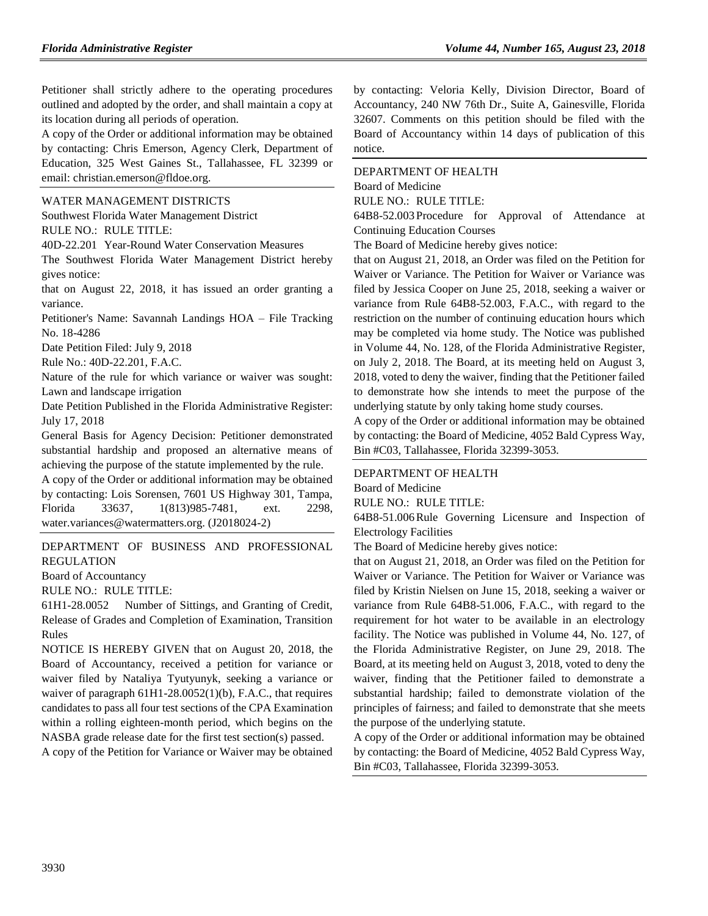Petitioner shall strictly adhere to the operating procedures outlined and adopted by the order, and shall maintain a copy at its location during all periods of operation.

A copy of the Order or additional information may be obtained by contacting: Chris Emerson, Agency Clerk, Department of Education, 325 West Gaines St., Tallahassee, FL 32399 or email: christian.emerson@fldoe.org.

WATER MANAGEMENT DISTRICTS

Southwest Florida Water Management District

RULE NO.: RULE TITLE:

40D-22.201 Year-Round Water Conservation Measures

The Southwest Florida Water Management District hereby gives notice:

that on August 22, 2018, it has issued an order granting a variance.

Petitioner's Name: Savannah Landings HOA – File Tracking No. 18-4286

Date Petition Filed: July 9, 2018

Rule No.: 40D-22.201, F.A.C.

Nature of the rule for which variance or waiver was sought: Lawn and landscape irrigation

Date Petition Published in the Florida Administrative Register: July 17, 2018

General Basis for Agency Decision: Petitioner demonstrated substantial hardship and proposed an alternative means of achieving the purpose of the statute implemented by the rule.

A copy of the Order or additional information may be obtained by contacting: Lois Sorensen, 7601 US Highway 301, Tampa, Florida 33637, 1(813)985-7481, ext. 2298, water.variances@watermatters.org. (J2018024-2)

DEPARTMENT OF BUSINESS AND PROFESSIONAL REGULATION

Board of Accountancy

RULE NO.: RULE TITLE:

61H1-28.0052 Number of Sittings, and Granting of Credit, Release of Grades and Completion of Examination, Transition Rules

NOTICE IS HEREBY GIVEN that on August 20, 2018, the Board of Accountancy, received a petition for variance or waiver filed by Nataliya Tyutyunyk, seeking a variance or waiver of paragraph 61H1-28.0052(1)(b), F.A.C., that requires candidates to pass all four test sections of the CPA Examination within a rolling eighteen-month period, which begins on the NASBA grade release date for the first test section(s) passed.

A copy of the Petition for Variance or Waiver may be obtained by contacting: Veloria Kelly, Division Director, Board of Accountancy, 240 NW 76th Dr., Suite A, Gainesville, Florida 32607. Comments on this petition should be filed with the Board of Accountancy within 14 days of publication of this notice.

DEPARTMENT OF HEALTH

Board of Medicine

RULE NO.: RULE TITLE:

64B8-52.003 Procedure for Approval of Attendance at Continuing Education Courses

The Board of Medicine hereby gives notice:

that on August 21, 2018, an Order was filed on the Petition for Waiver or Variance. The Petition for Waiver or Variance was filed by Jessica Cooper on June 25, 2018, seeking a waiver or variance from Rule 64B8-52.003, F.A.C., with regard to the restriction on the number of continuing education hours which may be completed via home study. The Notice was published in Volume 44, No. 128, of the Florida Administrative Register, on July 2, 2018. The Board, at its meeting held on August 3, 2018, voted to deny the waiver, finding that the Petitioner failed to demonstrate how she intends to meet the purpose of the underlying statute by only taking home study courses.

A copy of the Order or additional information may be obtained by contacting: the Board of Medicine, 4052 Bald Cypress Way, Bin #C03, Tallahassee, Florida 32399-3053.

DEPARTMENT OF HEALTH

Board of Medicine

RULE NO.: RULE TITLE:

64B8-51.006 Rule Governing Licensure and Inspection of Electrology Facilities

The Board of Medicine hereby gives notice:

that on August 21, 2018, an Order was filed on the Petition for Waiver or Variance. The Petition for Waiver or Variance was filed by Kristin Nielsen on June 15, 2018, seeking a waiver or variance from Rule 64B8-51.006, F.A.C., with regard to the requirement for hot water to be available in an electrology facility. The Notice was published in Volume 44, No. 127, of the Florida Administrative Register, on June 29, 2018. The Board, at its meeting held on August 3, 2018, voted to deny the waiver, finding that the Petitioner failed to demonstrate a substantial hardship; failed to demonstrate violation of the principles of fairness; and failed to demonstrate that she meets the purpose of the underlying statute.

A copy of the Order or additional information may be obtained by contacting: the Board of Medicine, 4052 Bald Cypress Way, Bin #C03, Tallahassee, Florida 32399-3053.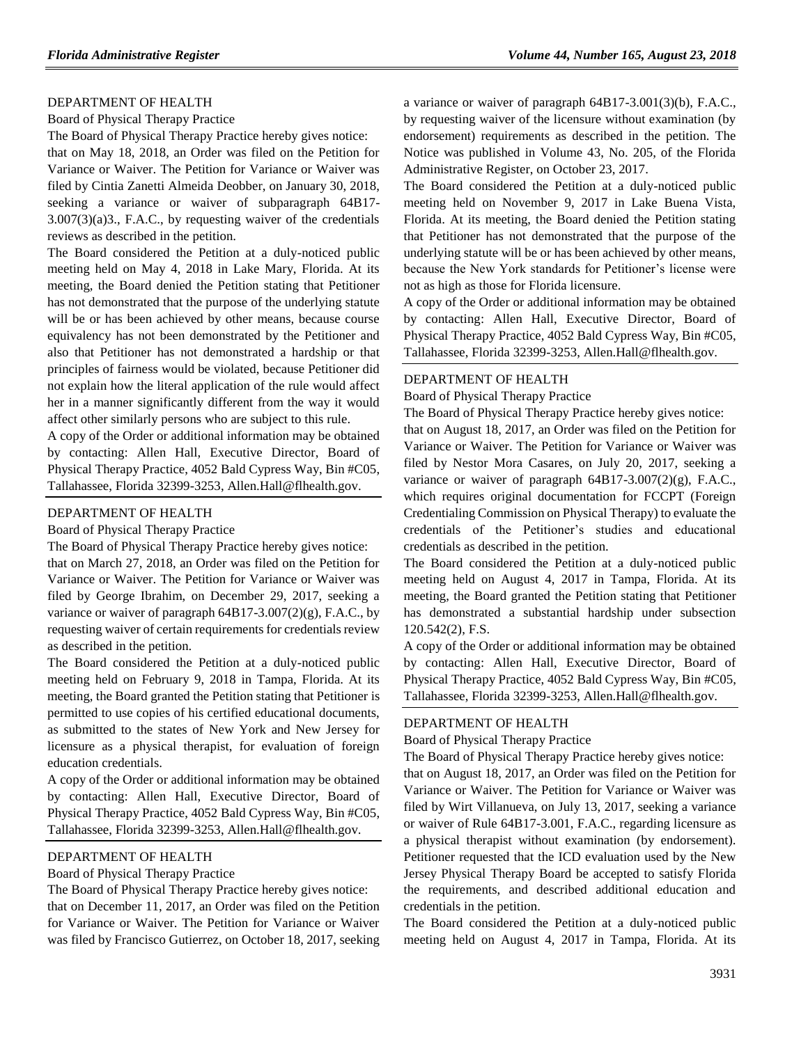DEPARTMENT OF HEALTH

Board of Physical Therapy Practice

The Board of Physical Therapy Practice hereby gives notice:

that on May 18, 2018, an Order was filed on the Petition for Variance or Waiver. The Petition for Variance or Waiver was filed by Cintia Zanetti Almeida Deobber, on January 30, 2018, seeking a variance or waiver of subparagraph 64B17-3.007(3)(a)3., F.A.C., by requesting waiver of the credentials reviews as described in the petition.

The Board considered the Petition at a duly-noticed public meeting held on May 4, 2018 in Lake Mary, Florida. At its meeting, the Board denied the Petition stating that Petitioner has not demonstrated that the purpose of the underlying statute will be or has been achieved by other means, because course equivalency has not been demonstrated by the Petitioner and also that Petitioner has not demonstrated a hardship or that principles of fairness would be violated, because Petitioner did not explain how the literal application of the rule would affect her in a manner significantly different from the way it would affect other similarly persons who are subject to this rule.

A copy of the Order or additional information may be obtained by contacting: Allen Hall, Executive Director, Board of Physical Therapy Practice, 4052 Bald Cypress Way, Bin #C05, Tallahassee, Florida 32399-3253, Allen.Hall@flhealth.gov.

---

DEPARTMENT OF HEALTH

Board of Physical Therapy Practice

The Board of Physical Therapy Practice hereby gives notice:

that on March 27, 2018, an Order was filed on the Petition for Variance or Waiver. The Petition for Variance or Waiver was filed by George Ibrahim, on December 29, 2017, seeking a variance or waiver of paragraph 64B17-3.007(2)(g), F.A.C., by requesting waiver of certain requirements for credentials review as described in the petition.

The Board considered the Petition at a duly-noticed public meeting held on February 9, 2018 in Tampa, Florida. At its meeting, the Board granted the Petition stating that Petitioner is permitted to use copies of his certified educational documents, as submitted to the states of New York and New Jersey for licensure as a physical therapist, for evaluation of foreign education credentials.

A copy of the Order or additional information may be obtained by contacting: Allen Hall, Executive Director, Board of Physical Therapy Practice, 4052 Bald Cypress Way, Bin #C05, Tallahassee, Florida 32399-3253, Allen.Hall@flhealth.gov.

---

DEPARTMENT OF HEALTH

Board of Physical Therapy Practice

The Board of Physical Therapy Practice hereby gives notice:

that on December 11, 2017, an Order was filed on the Petition for Variance or Waiver. The Petition for Variance or Waiver was filed by Francisco Gutierrez, on October 18, 2017, seeking a variance or waiver of paragraph 64B17-3.001(3)(b), F.A.C., by requesting waiver of the licensure without examination (by endorsement) requirements as described in the petition. The Notice was published in Volume 43, No. 205, of the Florida Administrative Register, on October 23, 2017.

The Board considered the Petition at a duly-noticed public meeting held on November 9, 2017 in Lake Buena Vista, Florida. At its meeting, the Board denied the Petition stating that Petitioner has not demonstrated that the purpose of the underlying statute will be or has been achieved by other means, because the New York standards for Petitioner's license were not as high as those for Florida licensure.

A copy of the Order or additional information may be obtained by contacting: Allen Hall, Executive Director, Board of Physical Therapy Practice, 4052 Bald Cypress Way, Bin #C05, Tallahassee, Florida 32399-3253, Allen.Hall@flhealth.gov.

---

DEPARTMENT OF HEALTH

Board of Physical Therapy Practice

The Board of Physical Therapy Practice hereby gives notice:

that on August 18, 2017, an Order was filed on the Petition for Variance or Waiver. The Petition for Variance or Waiver was filed by Nestor Mora Casares, on July 20, 2017, seeking a variance or waiver of paragraph 64B17-3.007(2)(g), F.A.C., which requires original documentation for FCCPT (Foreign Credentialing Commission on Physical Therapy) to evaluate the credentials of the Petitioner's studies and educational credentials as described in the petition.

The Board considered the Petition at a duly-noticed public meeting held on August 4, 2017 in Tampa, Florida. At its meeting, the Board granted the Petition stating that Petitioner has demonstrated a substantial hardship under subsection 120.542(2), F.S.

A copy of the Order or additional information may be obtained by contacting: Allen Hall, Executive Director, Board of Physical Therapy Practice, 4052 Bald Cypress Way, Bin #C05, Tallahassee, Florida 32399-3253, Allen.Hall@flhealth.gov.

---

DEPARTMENT OF HEALTH

Board of Physical Therapy Practice

The Board of Physical Therapy Practice hereby gives notice:

that on August 18, 2017, an Order was filed on the Petition for Variance or Waiver. The Petition for Variance or Waiver was filed by Wirt Villanueva, on July 13, 2017, seeking a variance or waiver of Rule 64B17-3.001, F.A.C., regarding licensure as a physical therapist without examination (by endorsement). Petitioner requested that the ICD evaluation used by the New Jersey Physical Therapy Board be accepted to satisfy Florida the requirements, and described additional education and credentials in the petition.

The Board considered the Petition at a duly-noticed public meeting held on August 4, 2017 in Tampa, Florida. At its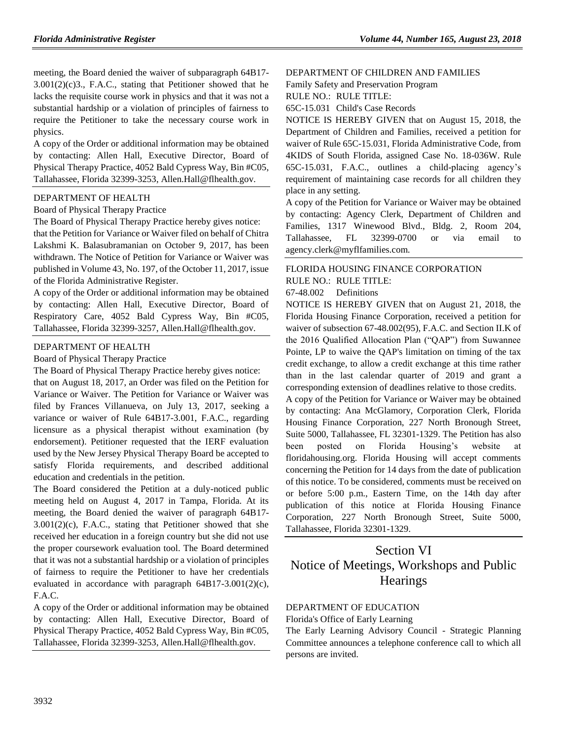meeting, the Board denied the waiver of subparagraph 64B17-3.001(2)(c)3., F.A.C., stating that Petitioner showed that he lacks the requisite course work in physics and that it was not a substantial hardship or a violation of principles of fairness to require the Petitioner to take the necessary course work in physics.

A copy of the Order or additional information may be obtained by contacting: Allen Hall, Executive Director, Board of Physical Therapy Practice, 4052 Bald Cypress Way, Bin #C05, Tallahassee, Florida 32399-3253, Allen.Hall@flhealth.gov.

DEPARTMENT OF HEALTH

Board of Physical Therapy Practice

The Board of Physical Therapy Practice hereby gives notice:

that the Petition for Variance or Waiver filed on behalf of Chitra Lakshmi K. Balasubramanian on October 9, 2017, has been withdrawn. The Notice of Petition for Variance or Waiver was published in Volume 43, No. 197, of the October 11, 2017, issue of the Florida Administrative Register.

A copy of the Order or additional information may be obtained by contacting: Allen Hall, Executive Director, Board of Respiratory Care, 4052 Bald Cypress Way, Bin #C05, Tallahassee, Florida 32399-3257, Allen.Hall@flhealth.gov.

DEPARTMENT OF HEALTH

Board of Physical Therapy Practice

The Board of Physical Therapy Practice hereby gives notice:

that on August 18, 2017, an Order was filed on the Petition for Variance or Waiver. The Petition for Variance or Waiver was filed by Frances Villanueva, on July 13, 2017, seeking a variance or waiver of Rule 64B17-3.001, F.A.C., regarding licensure as a physical therapist without examination (by endorsement). Petitioner requested that the IERF evaluation used by the New Jersey Physical Therapy Board be accepted to satisfy Florida requirements, and described additional education and credentials in the petition.

The Board considered the Petition at a duly-noticed public meeting held on August 4, 2017 in Tampa, Florida. At its meeting, the Board denied the waiver of paragraph 64B17-3.001(2)(c), F.A.C., stating that Petitioner showed that she received her education in a foreign country but she did not use the proper coursework evaluation tool. The Board determined that it was not a substantial hardship or a violation of principles of fairness to require the Petitioner to have her credentials evaluated in accordance with paragraph 64B17-3.001(2)(c), F.A.C.

A copy of the Order or additional information may be obtained by contacting: Allen Hall, Executive Director, Board of Physical Therapy Practice, 4052 Bald Cypress Way, Bin #C05, Tallahassee, Florida 32399-3253, Allen.Hall@flhealth.gov.

DEPARTMENT OF CHILDREN AND FAMILIES

Family Safety and Preservation Program

RULE NO.: RULE TITLE:

65C-15.031 Child's Case Records

NOTICE IS HEREBY GIVEN that on August 15, 2018, the Department of Children and Families, received a petition for waiver of Rule 65C-15.031, Florida Administrative Code, from 4KIDS of South Florida, assigned Case No. 18-036W. Rule 65C-15.031, F.A.C., outlines a child-placing agency's requirement of maintaining case records for all children they place in any setting.

A copy of the Petition for Variance or Waiver may be obtained by contacting: Agency Clerk, Department of Children and Families, 1317 Winewood Blvd., Bldg. 2, Room 204, Tallahassee, FL 32399-0700 or via email to agency.clerk@myflfamilies.com.

FLORIDA HOUSING FINANCE CORPORATION

RULE NO.: RULE TITLE:

67-48.002 Definitions

NOTICE IS HEREBY GIVEN that on August 21, 2018, the Florida Housing Finance Corporation, received a petition for waiver of subsection 67-48.002(95), F.A.C. and Section II.K of the 2016 Qualified Allocation Plan ("QAP") from Suwannee Pointe, LP to waive the QAP's limitation on timing of the tax credit exchange, to allow a credit exchange at this time rather than in the last calendar quarter of 2019 and grant a corresponding extension of deadlines relative to those credits.

A copy of the Petition for Variance or Waiver may be obtained by contacting: Ana McGlamory, Corporation Clerk, Florida Housing Finance Corporation, 227 North Bronough Street, Suite 5000, Tallahassee, FL 32301-1329. The Petition has also been posted on Florida Housing's website at floridahousing.org. Florida Housing will accept comments concerning the Petition for 14 days from the date of publication of this notice. To be considered, comments must be received on or before 5:00 p.m., Eastern Time, on the 14th day after publication of this notice at Florida Housing Finance Corporation, 227 North Bronough Street, Suite 5000, Tallahassee, Florida 32301-1329.

# Section VI
# Notice of Meetings, Workshops and Public Hearings

DEPARTMENT OF EDUCATION

Florida's Office of Early Learning

The Early Learning Advisory Council - Strategic Planning Committee announces a telephone conference call to which all persons are invited.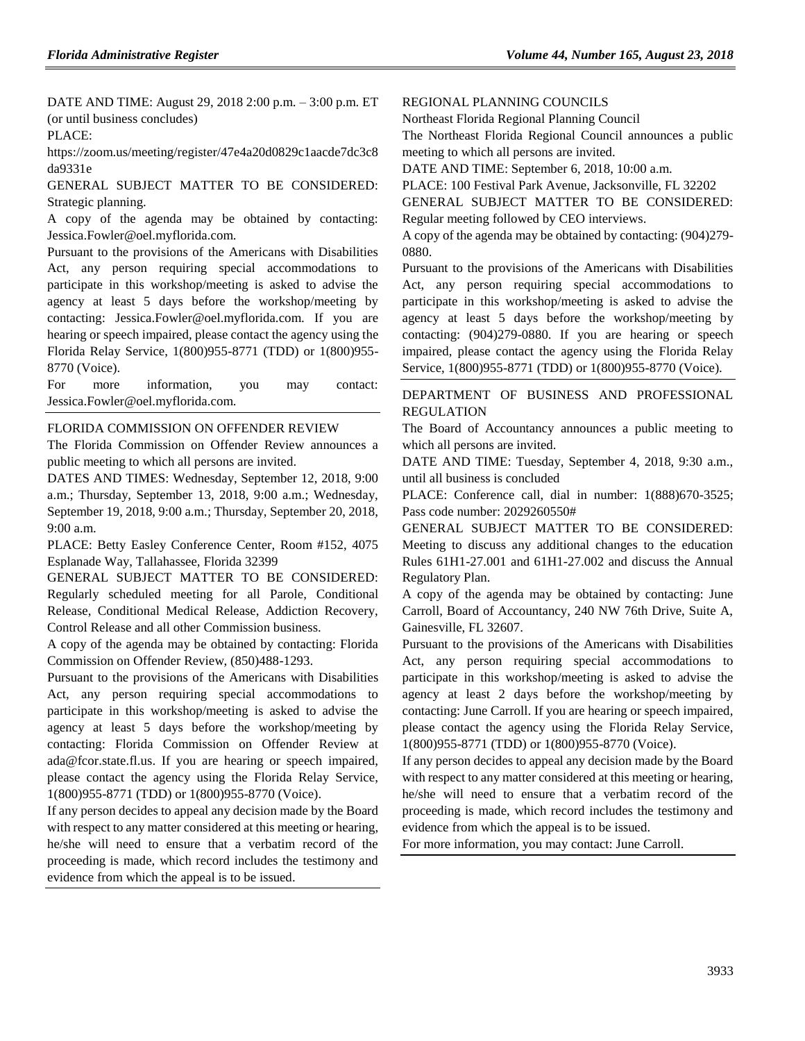DATE AND TIME: August 29, 2018 2:00 p.m. – 3:00 p.m. ET (or until business concludes)

PLACE:

https://zoom.us/meeting/register/47e4a20d0829c1aacde7dc3c8da9331e

GENERAL SUBJECT MATTER TO BE CONSIDERED: Strategic planning.

A copy of the agenda may be obtained by contacting: Jessica.Fowler@oel.myflorida.com.

Pursuant to the provisions of the Americans with Disabilities Act, any person requiring special accommodations to participate in this workshop/meeting is asked to advise the agency at least 5 days before the workshop/meeting by contacting: Jessica.Fowler@oel.myflorida.com. If you are hearing or speech impaired, please contact the agency using the Florida Relay Service, 1(800)955-8771 (TDD) or 1(800)955-8770 (Voice).

For more information, you may contact: Jessica.Fowler@oel.myflorida.com.

FLORIDA COMMISSION ON OFFENDER REVIEW

The Florida Commission on Offender Review announces a public meeting to which all persons are invited.

DATES AND TIMES: Wednesday, September 12, 2018, 9:00 a.m.; Thursday, September 13, 2018, 9:00 a.m.; Wednesday, September 19, 2018, 9:00 a.m.; Thursday, September 20, 2018, 9:00 a.m.

PLACE: Betty Easley Conference Center, Room #152, 4075 Esplanade Way, Tallahassee, Florida 32399

GENERAL SUBJECT MATTER TO BE CONSIDERED: Regularly scheduled meeting for all Parole, Conditional Release, Conditional Medical Release, Addiction Recovery, Control Release and all other Commission business.

A copy of the agenda may be obtained by contacting: Florida Commission on Offender Review, (850)488-1293.

Pursuant to the provisions of the Americans with Disabilities Act, any person requiring special accommodations to participate in this workshop/meeting is asked to advise the agency at least 5 days before the workshop/meeting by contacting: Florida Commission on Offender Review at ada@fcor.state.fl.us. If you are hearing or speech impaired, please contact the agency using the Florida Relay Service, 1(800)955-8771 (TDD) or 1(800)955-8770 (Voice).

If any person decides to appeal any decision made by the Board with respect to any matter considered at this meeting or hearing, he/she will need to ensure that a verbatim record of the proceeding is made, which record includes the testimony and evidence from which the appeal is to be issued.

REGIONAL PLANNING COUNCILS

Northeast Florida Regional Planning Council

The Northeast Florida Regional Council announces a public meeting to which all persons are invited.

DATE AND TIME: September 6, 2018, 10:00 a.m.

PLACE: 100 Festival Park Avenue, Jacksonville, FL 32202

GENERAL SUBJECT MATTER TO BE CONSIDERED: Regular meeting followed by CEO interviews.

A copy of the agenda may be obtained by contacting: (904)279-0880.

Pursuant to the provisions of the Americans with Disabilities Act, any person requiring special accommodations to participate in this workshop/meeting is asked to advise the agency at least 5 days before the workshop/meeting by contacting: (904)279-0880. If you are hearing or speech impaired, please contact the agency using the Florida Relay Service, 1(800)955-8771 (TDD) or 1(800)955-8770 (Voice).

DEPARTMENT OF BUSINESS AND PROFESSIONAL REGULATION

The Board of Accountancy announces a public meeting to which all persons are invited.

DATE AND TIME: Tuesday, September 4, 2018, 9:30 a.m., until all business is concluded

PLACE: Conference call, dial in number: 1(888)670-3525; Pass code number: 2029260550#

GENERAL SUBJECT MATTER TO BE CONSIDERED: Meeting to discuss any additional changes to the education Rules 61H1-27.001 and 61H1-27.002 and discuss the Annual Regulatory Plan.

A copy of the agenda may be obtained by contacting: June Carroll, Board of Accountancy, 240 NW 76th Drive, Suite A, Gainesville, FL 32607.

Pursuant to the provisions of the Americans with Disabilities Act, any person requiring special accommodations to participate in this workshop/meeting is asked to advise the agency at least 2 days before the workshop/meeting by contacting: June Carroll. If you are hearing or speech impaired, please contact the agency using the Florida Relay Service, 1(800)955-8771 (TDD) or 1(800)955-8770 (Voice).

If any person decides to appeal any decision made by the Board with respect to any matter considered at this meeting or hearing, he/she will need to ensure that a verbatim record of the proceeding is made, which record includes the testimony and evidence from which the appeal is to be issued.

For more information, you may contact: June Carroll.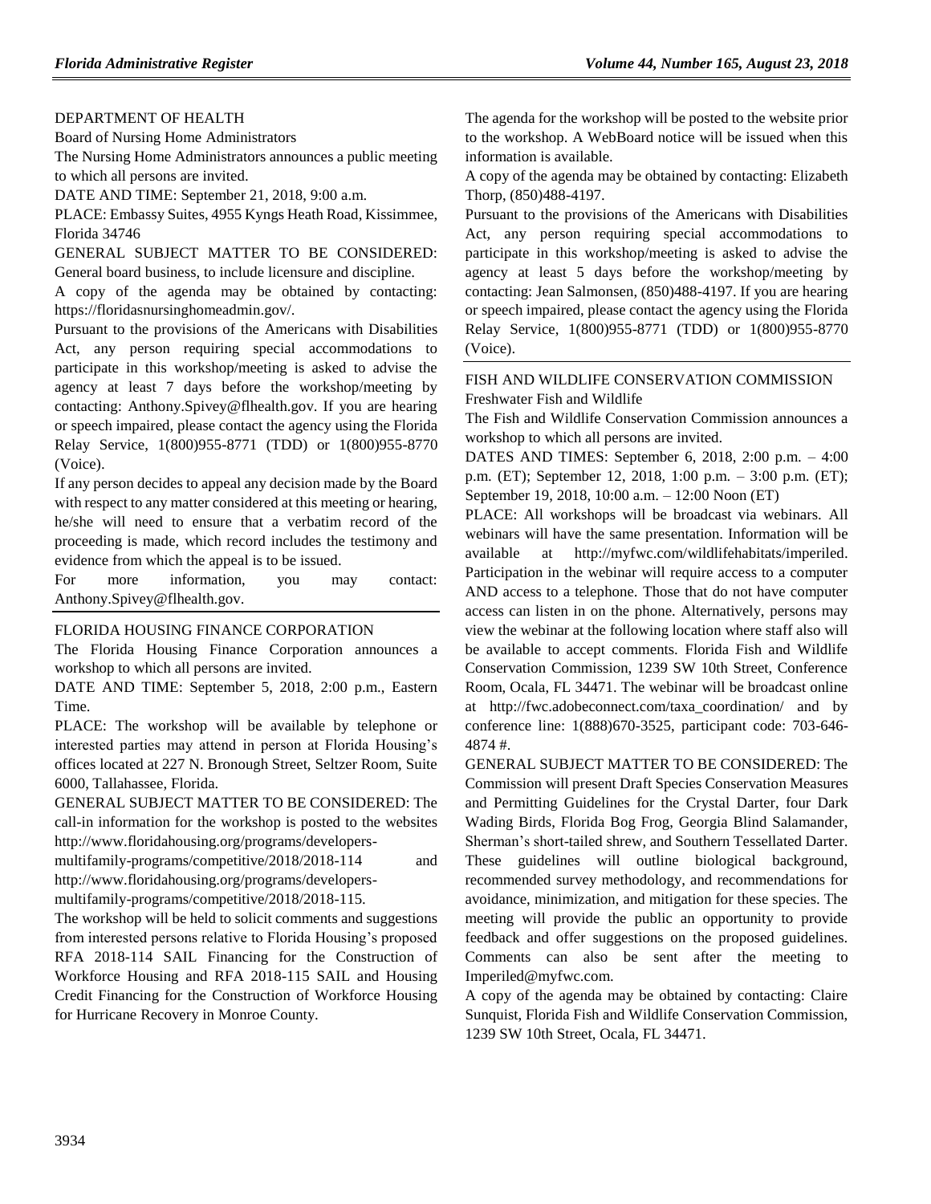DEPARTMENT OF HEALTH

Board of Nursing Home Administrators

The Nursing Home Administrators announces a public meeting to which all persons are invited.

DATE AND TIME: September 21, 2018, 9:00 a.m.

PLACE: Embassy Suites, 4955 Kyngs Heath Road, Kissimmee, Florida 34746

GENERAL SUBJECT MATTER TO BE CONSIDERED: General board business, to include licensure and discipline.

A copy of the agenda may be obtained by contacting: https://floridasnursinghomeadmin.gov/.

Pursuant to the provisions of the Americans with Disabilities Act, any person requiring special accommodations to participate in this workshop/meeting is asked to advise the agency at least 7 days before the workshop/meeting by contacting: Anthony.Spivey@flhealth.gov. If you are hearing or speech impaired, please contact the agency using the Florida Relay Service, 1(800)955-8771 (TDD) or 1(800)955-8770 (Voice).

If any person decides to appeal any decision made by the Board with respect to any matter considered at this meeting or hearing, he/she will need to ensure that a verbatim record of the proceeding is made, which record includes the testimony and evidence from which the appeal is to be issued.

For more information, you may contact: Anthony.Spivey@flhealth.gov.

---

FLORIDA HOUSING FINANCE CORPORATION

The Florida Housing Finance Corporation announces a workshop to which all persons are invited.

DATE AND TIME: September 5, 2018, 2:00 p.m., Eastern Time.

PLACE: The workshop will be available by telephone or interested parties may attend in person at Florida Housing's offices located at 227 N. Bronough Street, Seltzer Room, Suite 6000, Tallahassee, Florida.

GENERAL SUBJECT MATTER TO BE CONSIDERED: The call-in information for the workshop is posted to the websites http://www.floridahousing.org/programs/developers-multifamily-programs/competitive/2018/2018-114 and http://www.floridahousing.org/programs/developers-multifamily-programs/competitive/2018/2018-115.

The workshop will be held to solicit comments and suggestions from interested persons relative to Florida Housing's proposed RFA 2018-114 SAIL Financing for the Construction of Workforce Housing and RFA 2018-115 SAIL and Housing Credit Financing for the Construction of Workforce Housing for Hurricane Recovery in Monroe County.

The agenda for the workshop will be posted to the website prior to the workshop. A WebBoard notice will be issued when this information is available.

A copy of the agenda may be obtained by contacting: Elizabeth Thorp, (850)488-4197.

Pursuant to the provisions of the Americans with Disabilities Act, any person requiring special accommodations to participate in this workshop/meeting is asked to advise the agency at least 5 days before the workshop/meeting by contacting: Jean Salmonsen, (850)488-4197. If you are hearing or speech impaired, please contact the agency using the Florida Relay Service, 1(800)955-8771 (TDD) or 1(800)955-8770 (Voice).

---

FISH AND WILDLIFE CONSERVATION COMMISSION

Freshwater Fish and Wildlife

The Fish and Wildlife Conservation Commission announces a workshop to which all persons are invited.

DATES AND TIMES: September 6, 2018, 2:00 p.m. – 4:00 p.m. (ET); September 12, 2018, 1:00 p.m. – 3:00 p.m. (ET); September 19, 2018, 10:00 a.m. – 12:00 Noon (ET)

PLACE: All workshops will be broadcast via webinars. All webinars will have the same presentation. Information will be available at http://myfwc.com/wildlifehabitats/imperiled. Participation in the webinar will require access to a computer AND access to a telephone. Those that do not have computer access can listen in on the phone. Alternatively, persons may view the webinar at the following location where staff also will be available to accept comments. Florida Fish and Wildlife Conservation Commission, 1239 SW 10th Street, Conference Room, Ocala, FL 34471. The webinar will be broadcast online at http://fwc.adobeconnect.com/taxa_coordination/ and by conference line: 1(888)670-3525, participant code: 703-646-4874 #.

GENERAL SUBJECT MATTER TO BE CONSIDERED: The Commission will present Draft Species Conservation Measures and Permitting Guidelines for the Crystal Darter, four Dark Wading Birds, Florida Bog Frog, Georgia Blind Salamander, Sherman's short-tailed shrew, and Southern Tessellated Darter. These guidelines will outline biological background, recommended survey methodology, and recommendations for avoidance, minimization, and mitigation for these species. The meeting will provide the public an opportunity to provide feedback and offer suggestions on the proposed guidelines. Comments can also be sent after the meeting to Imperiled@myfwc.com.

A copy of the agenda may be obtained by contacting: Claire Sunquist, Florida Fish and Wildlife Conservation Commission, 1239 SW 10th Street, Ocala, FL 34471.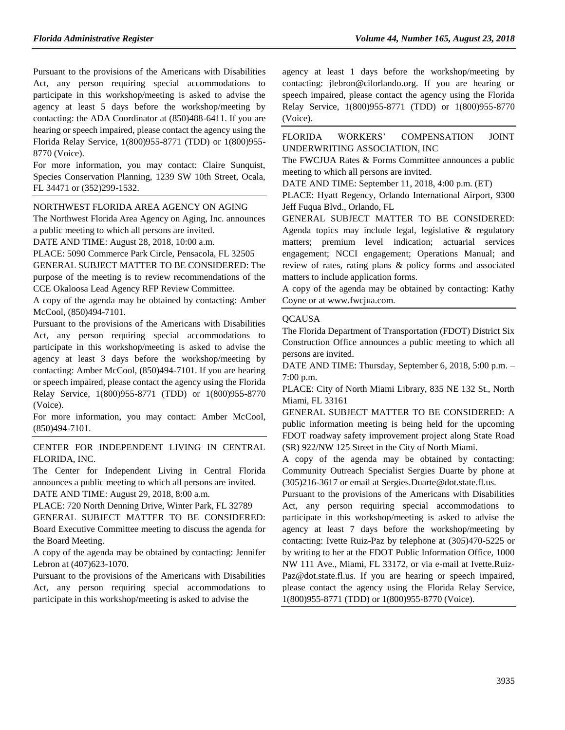Pursuant to the provisions of the Americans with Disabilities Act, any person requiring special accommodations to participate in this workshop/meeting is asked to advise the agency at least 5 days before the workshop/meeting by contacting: the ADA Coordinator at (850)488-6411. If you are hearing or speech impaired, please contact the agency using the Florida Relay Service, 1(800)955-8771 (TDD) or 1(800)955-8770 (Voice).

For more information, you may contact: Claire Sunquist, Species Conservation Planning, 1239 SW 10th Street, Ocala, FL 34471 or (352)299-1532.

NORTHWEST FLORIDA AREA AGENCY ON AGING

The Northwest Florida Area Agency on Aging, Inc. announces a public meeting to which all persons are invited.

DATE AND TIME: August 28, 2018, 10:00 a.m.

PLACE: 5090 Commerce Park Circle, Pensacola, FL 32505

GENERAL SUBJECT MATTER TO BE CONSIDERED: The purpose of the meeting is to review recommendations of the CCE Okaloosa Lead Agency RFP Review Committee.

A copy of the agenda may be obtained by contacting: Amber McCool, (850)494-7101.

Pursuant to the provisions of the Americans with Disabilities Act, any person requiring special accommodations to participate in this workshop/meeting is asked to advise the agency at least 3 days before the workshop/meeting by contacting: Amber McCool, (850)494-7101. If you are hearing or speech impaired, please contact the agency using the Florida Relay Service, 1(800)955-8771 (TDD) or 1(800)955-8770 (Voice).

For more information, you may contact: Amber McCool, (850)494-7101.

CENTER FOR INDEPENDENT LIVING IN CENTRAL FLORIDA, INC.

The Center for Independent Living in Central Florida announces a public meeting to which all persons are invited.

DATE AND TIME: August 29, 2018, 8:00 a.m.

PLACE: 720 North Denning Drive, Winter Park, FL 32789

GENERAL SUBJECT MATTER TO BE CONSIDERED: Board Executive Committee meeting to discuss the agenda for the Board Meeting.

A copy of the agenda may be obtained by contacting: Jennifer Lebron at (407)623-1070.

Pursuant to the provisions of the Americans with Disabilities Act, any person requiring special accommodations to participate in this workshop/meeting is asked to advise the agency at least 1 days before the workshop/meeting by contacting: jlebron@cilorlando.org. If you are hearing or speech impaired, please contact the agency using the Florida Relay Service, 1(800)955-8771 (TDD) or 1(800)955-8770 (Voice).

FLORIDA WORKERS' COMPENSATION JOINT UNDERWRITING ASSOCIATION, INC

The FWCJUA Rates & Forms Committee announces a public meeting to which all persons are invited.

DATE AND TIME: September 11, 2018, 4:00 p.m. (ET)

PLACE: Hyatt Regency, Orlando International Airport, 9300 Jeff Fuqua Blvd., Orlando, FL

GENERAL SUBJECT MATTER TO BE CONSIDERED: Agenda topics may include legal, legislative & regulatory matters; premium level indication; actuarial services engagement; NCCI engagement; Operations Manual; and review of rates, rating plans & policy forms and associated matters to include application forms.

A copy of the agenda may be obtained by contacting: Kathy Coyne or at www.fwcjua.com.

QCAUSA

The Florida Department of Transportation (FDOT) District Six Construction Office announces a public meeting to which all persons are invited.

DATE AND TIME: Thursday, September 6, 2018, 5:00 p.m. – 7:00 p.m.

PLACE: City of North Miami Library, 835 NE 132 St., North Miami, FL 33161

GENERAL SUBJECT MATTER TO BE CONSIDERED: A public information meeting is being held for the upcoming FDOT roadway safety improvement project along State Road (SR) 922/NW 125 Street in the City of North Miami.

A copy of the agenda may be obtained by contacting: Community Outreach Specialist Sergies Duarte by phone at (305)216-3617 or email at Sergies.Duarte@dot.state.fl.us.

Pursuant to the provisions of the Americans with Disabilities Act, any person requiring special accommodations to participate in this workshop/meeting is asked to advise the agency at least 7 days before the workshop/meeting by contacting: Ivette Ruiz-Paz by telephone at (305)470-5225 or by writing to her at the FDOT Public Information Office, 1000 NW 111 Ave., Miami, FL 33172, or via e-mail at Ivette.Ruiz-Paz@dot.state.fl.us. If you are hearing or speech impaired, please contact the agency using the Florida Relay Service, 1(800)955-8771 (TDD) or 1(800)955-8770 (Voice).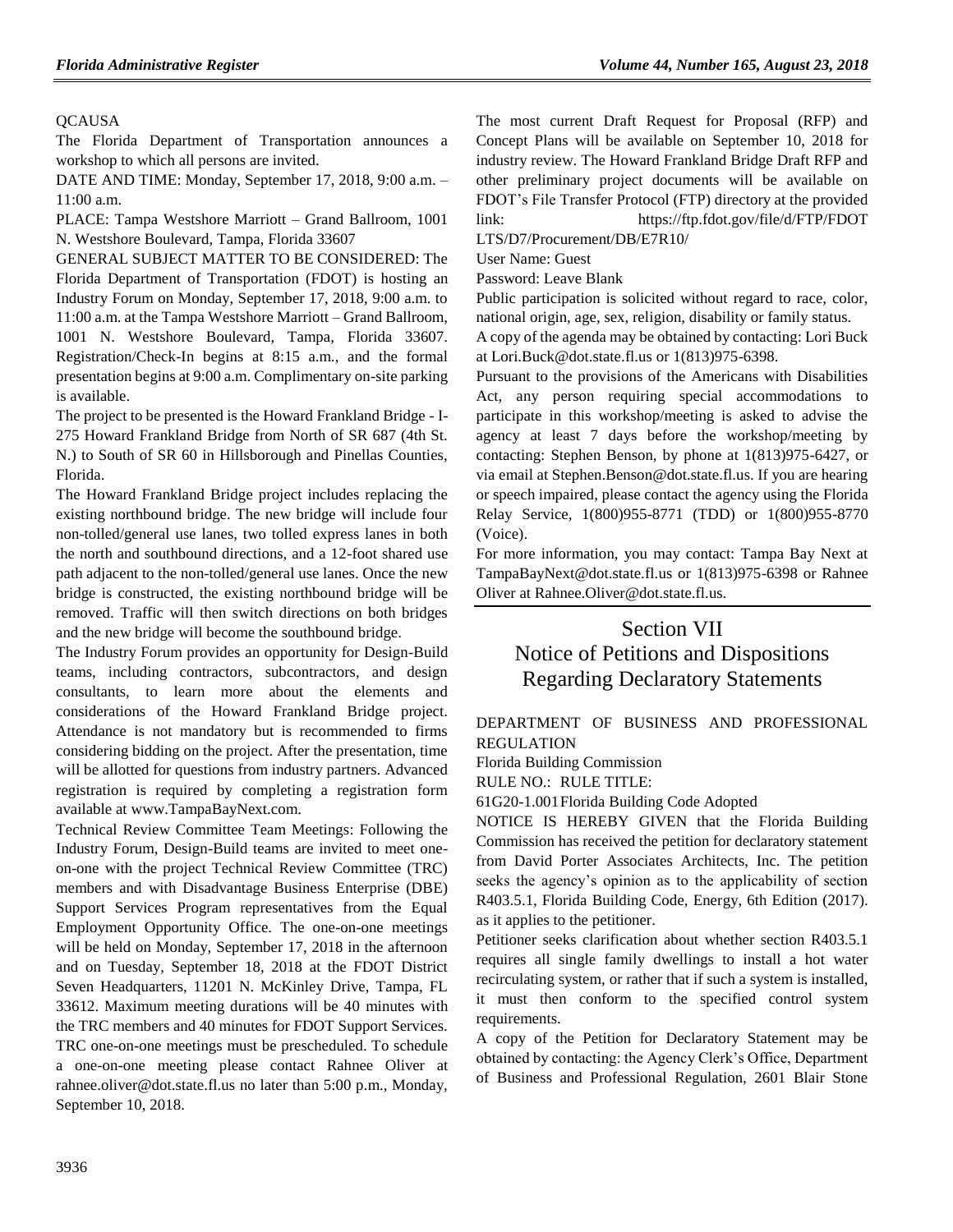QCAUSA

The Florida Department of Transportation announces a workshop to which all persons are invited.

DATE AND TIME: Monday, September 17, 2018, 9:00 a.m. – 11:00 a.m.

PLACE: Tampa Westshore Marriott – Grand Ballroom, 1001 N. Westshore Boulevard, Tampa, Florida 33607

GENERAL SUBJECT MATTER TO BE CONSIDERED: The Florida Department of Transportation (FDOT) is hosting an Industry Forum on Monday, September 17, 2018, 9:00 a.m. to 11:00 a.m. at the Tampa Westshore Marriott – Grand Ballroom, 1001 N. Westshore Boulevard, Tampa, Florida 33607. Registration/Check-In begins at 8:15 a.m., and the formal presentation begins at 9:00 a.m. Complimentary on-site parking is available.

The project to be presented is the Howard Frankland Bridge - I-275 Howard Frankland Bridge from North of SR 687 (4th St. N.) to South of SR 60 in Hillsborough and Pinellas Counties, Florida.

The Howard Frankland Bridge project includes replacing the existing northbound bridge. The new bridge will include four non-tolled/general use lanes, two tolled express lanes in both the north and southbound directions, and a 12-foot shared use path adjacent to the non-tolled/general use lanes. Once the new bridge is constructed, the existing northbound bridge will be removed. Traffic will then switch directions on both bridges and the new bridge will become the southbound bridge.

The Industry Forum provides an opportunity for Design-Build teams, including contractors, subcontractors, and design consultants, to learn more about the elements and considerations of the Howard Frankland Bridge project. Attendance is not mandatory but is recommended to firms considering bidding on the project. After the presentation, time will be allotted for questions from industry partners. Advanced registration is required by completing a registration form available at www.TampaBayNext.com.

Technical Review Committee Team Meetings: Following the Industry Forum, Design-Build teams are invited to meet one-on-one with the project Technical Review Committee (TRC) members and with Disadvantage Business Enterprise (DBE) Support Services Program representatives from the Equal Employment Opportunity Office. The one-on-one meetings will be held on Monday, September 17, 2018 in the afternoon and on Tuesday, September 18, 2018 at the FDOT District Seven Headquarters, 11201 N. McKinley Drive, Tampa, FL 33612. Maximum meeting durations will be 40 minutes with the TRC members and 40 minutes for FDOT Support Services. TRC one-on-one meetings must be prescheduled. To schedule a one-on-one meeting please contact Rahnee Oliver at rahnee.oliver@dot.state.fl.us no later than 5:00 p.m., Monday, September 10, 2018.

The most current Draft Request for Proposal (RFP) and Concept Plans will be available on September 10, 2018 for industry review. The Howard Frankland Bridge Draft RFP and other preliminary project documents will be available on FDOT's File Transfer Protocol (FTP) directory at the provided link: https://ftp.fdot.gov/file/d/FTP/FDOTLTS/D7/Procurement/DB/E7R10/

User Name: Guest

Password: Leave Blank

Public participation is solicited without regard to race, color, national origin, age, sex, religion, disability or family status.

A copy of the agenda may be obtained by contacting: Lori Buck at Lori.Buck@dot.state.fl.us or 1(813)975-6398.

Pursuant to the provisions of the Americans with Disabilities Act, any person requiring special accommodations to participate in this workshop/meeting is asked to advise the agency at least 7 days before the workshop/meeting by contacting: Stephen Benson, by phone at 1(813)975-6427, or via email at Stephen.Benson@dot.state.fl.us. If you are hearing or speech impaired, please contact the agency using the Florida Relay Service, 1(800)955-8771 (TDD) or 1(800)955-8770 (Voice).

For more information, you may contact: Tampa Bay Next at TampaBayNext@dot.state.fl.us or 1(813)975-6398 or Rahnee Oliver at Rahnee.Oliver@dot.state.fl.us.

# Section VII
# Notice of Petitions and Dispositions Regarding Declaratory Statements

DEPARTMENT OF BUSINESS AND PROFESSIONAL REGULATION

Florida Building Commission

RULE NO.: RULE TITLE:

61G20-1.001 Florida Building Code Adopted

NOTICE IS HEREBY GIVEN that the Florida Building Commission has received the petition for declaratory statement from David Porter Associates Architects, Inc. The petition seeks the agency's opinion as to the applicability of section R403.5.1, Florida Building Code, Energy, 6th Edition (2017). as it applies to the petitioner.

Petitioner seeks clarification about whether section R403.5.1 requires all single family dwellings to install a hot water recirculating system, or rather that if such a system is installed, it must then conform to the specified control system requirements.

A copy of the Petition for Declaratory Statement may be obtained by contacting: the Agency Clerk's Office, Department of Business and Professional Regulation, 2601 Blair Stone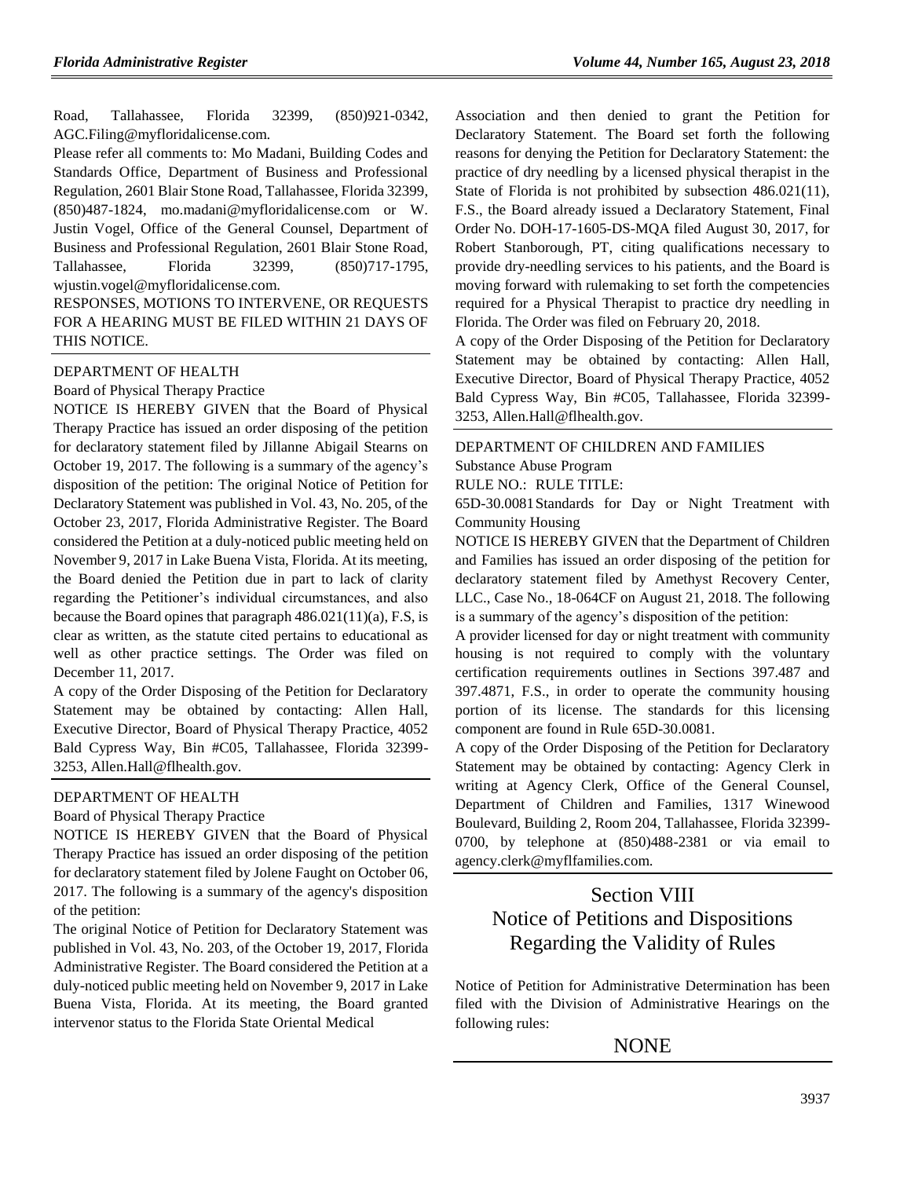Road, Tallahassee, Florida 32399, (850)921-0342, AGC.Filing@myfloridalicense.com.

Please refer all comments to: Mo Madani, Building Codes and Standards Office, Department of Business and Professional Regulation, 2601 Blair Stone Road, Tallahassee, Florida 32399, (850)487-1824, mo.madani@myfloridalicense.com or W. Justin Vogel, Office of the General Counsel, Department of Business and Professional Regulation, 2601 Blair Stone Road, Tallahassee, Florida 32399, (850)717-1795, wjustin.vogel@myfloridalicense.com.

RESPONSES, MOTIONS TO INTERVENE, OR REQUESTS FOR A HEARING MUST BE FILED WITHIN 21 DAYS OF THIS NOTICE.

DEPARTMENT OF HEALTH

Board of Physical Therapy Practice

NOTICE IS HEREBY GIVEN that the Board of Physical Therapy Practice has issued an order disposing of the petition for declaratory statement filed by Jillanne Abigail Stearns on October 19, 2017. The following is a summary of the agency's disposition of the petition: The original Notice of Petition for Declaratory Statement was published in Vol. 43, No. 205, of the October 23, 2017, Florida Administrative Register. The Board considered the Petition at a duly-noticed public meeting held on November 9, 2017 in Lake Buena Vista, Florida. At its meeting, the Board denied the Petition due in part to lack of clarity regarding the Petitioner's individual circumstances, and also because the Board opines that paragraph 486.021(11)(a), F.S, is clear as written, as the statute cited pertains to educational as well as other practice settings. The Order was filed on December 11, 2017.

A copy of the Order Disposing of the Petition for Declaratory Statement may be obtained by contacting: Allen Hall, Executive Director, Board of Physical Therapy Practice, 4052 Bald Cypress Way, Bin #C05, Tallahassee, Florida 32399-3253, Allen.Hall@flhealth.gov.

DEPARTMENT OF HEALTH

Board of Physical Therapy Practice

NOTICE IS HEREBY GIVEN that the Board of Physical Therapy Practice has issued an order disposing of the petition for declaratory statement filed by Jolene Faught on October 06, 2017. The following is a summary of the agency's disposition of the petition:

The original Notice of Petition for Declaratory Statement was published in Vol. 43, No. 203, of the October 19, 2017, Florida Administrative Register. The Board considered the Petition at a duly-noticed public meeting held on November 9, 2017 in Lake Buena Vista, Florida. At its meeting, the Board granted intervenor status to the Florida State Oriental Medical Association and then denied to grant the Petition for Declaratory Statement. The Board set forth the following reasons for denying the Petition for Declaratory Statement: the practice of dry needling by a licensed physical therapist in the State of Florida is not prohibited by subsection 486.021(11), F.S., the Board already issued a Declaratory Statement, Final Order No. DOH-17-1605-DS-MQA filed August 30, 2017, for Robert Stanborough, PT, citing qualifications necessary to provide dry-needling services to his patients, and the Board is moving forward with rulemaking to set forth the competencies required for a Physical Therapist to practice dry needling in Florida. The Order was filed on February 20, 2018.

A copy of the Order Disposing of the Petition for Declaratory Statement may be obtained by contacting: Allen Hall, Executive Director, Board of Physical Therapy Practice, 4052 Bald Cypress Way, Bin #C05, Tallahassee, Florida 32399-3253, Allen.Hall@flhealth.gov.

DEPARTMENT OF CHILDREN AND FAMILIES

Substance Abuse Program

RULE NO.: RULE TITLE:

65D-30.0081 Standards for Day or Night Treatment with Community Housing

NOTICE IS HEREBY GIVEN that the Department of Children and Families has issued an order disposing of the petition for declaratory statement filed by Amethyst Recovery Center, LLC., Case No., 18-064CF on August 21, 2018. The following is a summary of the agency's disposition of the petition:

A provider licensed for day or night treatment with community housing is not required to comply with the voluntary certification requirements outlines in Sections 397.487 and 397.4871, F.S., in order to operate the community housing portion of its license. The standards for this licensing component are found in Rule 65D-30.0081.

A copy of the Order Disposing of the Petition for Declaratory Statement may be obtained by contacting: Agency Clerk in writing at Agency Clerk, Office of the General Counsel, Department of Children and Families, 1317 Winewood Boulevard, Building 2, Room 204, Tallahassee, Florida 32399-0700, by telephone at (850)488-2381 or via email to agency.clerk@myflfamilies.com.

# Section VIII
# Notice of Petitions and Dispositions Regarding the Validity of Rules

Notice of Petition for Administrative Determination has been filed with the Division of Administrative Hearings on the following rules:

NONE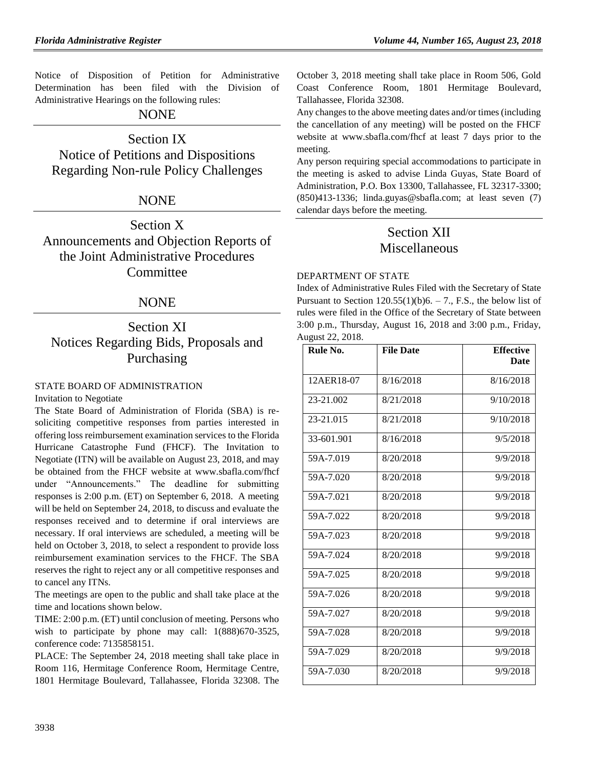Notice of Disposition of Petition for Administrative Determination has been filed with the Division of Administrative Hearings on the following rules:

NONE

## Section IX
## Notice of Petitions and Dispositions Regarding Non-rule Policy Challenges

NONE

## Section X
## Announcements and Objection Reports of the Joint Administrative Procedures Committee

NONE

## Section XI
## Notices Regarding Bids, Proposals and Purchasing

STATE BOARD OF ADMINISTRATION

Invitation to Negotiate

The State Board of Administration of Florida (SBA) is re-soliciting competitive responses from parties interested in offering loss reimbursement examination services to the Florida Hurricane Catastrophe Fund (FHCF). The Invitation to Negotiate (ITN) will be available on August 23, 2018, and may be obtained from the FHCF website at www.sbafla.com/fhcf under "Announcements." The deadline for submitting responses is 2:00 p.m. (ET) on September 6, 2018. A meeting will be held on September 24, 2018, to discuss and evaluate the responses received and to determine if oral interviews are necessary. If oral interviews are scheduled, a meeting will be held on October 3, 2018, to select a respondent to provide loss reimbursement examination services to the FHCF. The SBA reserves the right to reject any or all competitive responses and to cancel any ITNs.

The meetings are open to the public and shall take place at the time and locations shown below.

TIME: 2:00 p.m. (ET) until conclusion of meeting. Persons who wish to participate by phone may call: 1(888)670-3525, conference code: 7135858151.

PLACE: The September 24, 2018 meeting shall take place in Room 116, Hermitage Conference Room, Hermitage Centre, 1801 Hermitage Boulevard, Tallahassee, Florida 32308. The October 3, 2018 meeting shall take place in Room 506, Gold Coast Conference Room, 1801 Hermitage Boulevard, Tallahassee, Florida 32308.

Any changes to the above meeting dates and/or times (including the cancellation of any meeting) will be posted on the FHCF website at www.sbafla.com/fhcf at least 7 days prior to the meeting.

Any person requiring special accommodations to participate in the meeting is asked to advise Linda Guyas, State Board of Administration, P.O. Box 13300, Tallahassee, FL 32317-3300; (850)413-1336; linda.guyas@sbafla.com; at least seven (7) calendar days before the meeting.

## Section XII
## Miscellaneous

DEPARTMENT OF STATE

Index of Administrative Rules Filed with the Secretary of State Pursuant to Section 120.55(1)(b)6. – 7., F.S., the below list of rules were filed in the Office of the Secretary of State between 3:00 p.m., Thursday, August 16, 2018 and 3:00 p.m., Friday, August 22, 2018.

| Rule No. | File Date | Effective Date |
|---|---|---|
| 12AER18-07 | 8/16/2018 | 8/16/2018 |
| 23-21.002 | 8/21/2018 | 9/10/2018 |
| 23-21.015 | 8/21/2018 | 9/10/2018 |
| 33-601.901 | 8/16/2018 | 9/5/2018 |
| 59A-7.019 | 8/20/2018 | 9/9/2018 |
| 59A-7.020 | 8/20/2018 | 9/9/2018 |
| 59A-7.021 | 8/20/2018 | 9/9/2018 |
| 59A-7.022 | 8/20/2018 | 9/9/2018 |
| 59A-7.023 | 8/20/2018 | 9/9/2018 |
| 59A-7.024 | 8/20/2018 | 9/9/2018 |
| 59A-7.025 | 8/20/2018 | 9/9/2018 |
| 59A-7.026 | 8/20/2018 | 9/9/2018 |
| 59A-7.027 | 8/20/2018 | 9/9/2018 |
| 59A-7.028 | 8/20/2018 | 9/9/2018 |
| 59A-7.029 | 8/20/2018 | 9/9/2018 |
| 59A-7.030 | 8/20/2018 | 9/9/2018 |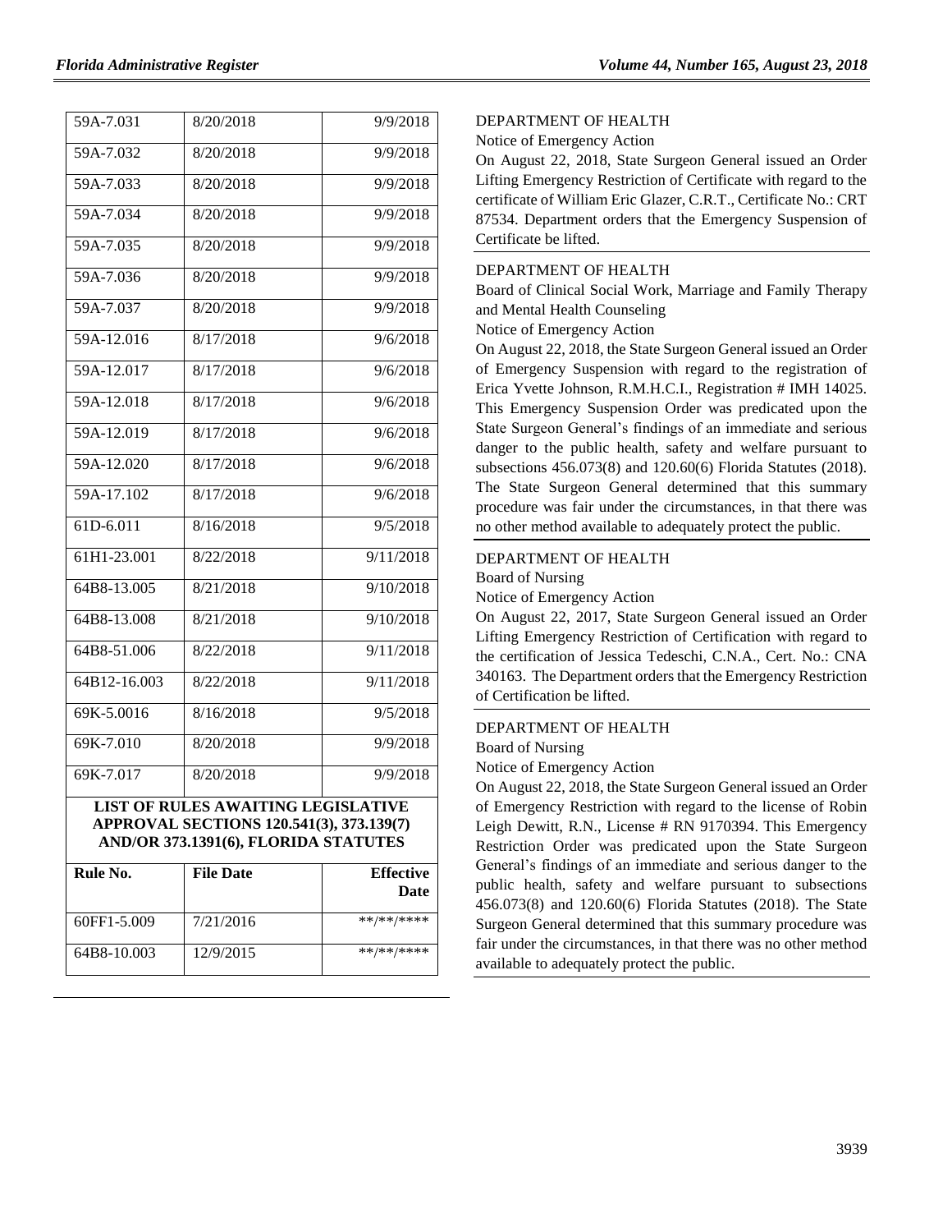| | | |
|---|---|---|
| 59A-7.031 | 8/20/2018 | 9/9/2018 |
| 59A-7.032 | 8/20/2018 | 9/9/2018 |
| 59A-7.033 | 8/20/2018 | 9/9/2018 |
| 59A-7.034 | 8/20/2018 | 9/9/2018 |
| 59A-7.035 | 8/20/2018 | 9/9/2018 |
| 59A-7.036 | 8/20/2018 | 9/9/2018 |
| 59A-7.037 | 8/20/2018 | 9/9/2018 |
| 59A-12.016 | 8/17/2018 | 9/6/2018 |
| 59A-12.017 | 8/17/2018 | 9/6/2018 |
| 59A-12.018 | 8/17/2018 | 9/6/2018 |
| 59A-12.019 | 8/17/2018 | 9/6/2018 |
| 59A-12.020 | 8/17/2018 | 9/6/2018 |
| 59A-17.102 | 8/17/2018 | 9/6/2018 |
| 61D-6.011 | 8/16/2018 | 9/5/2018 |
| 61H1-23.001 | 8/22/2018 | 9/11/2018 |
| 64B8-13.005 | 8/21/2018 | 9/10/2018 |
| 64B8-13.008 | 8/21/2018 | 9/10/2018 |
| 64B8-51.006 | 8/22/2018 | 9/11/2018 |
| 64B12-16.003 | 8/22/2018 | 9/11/2018 |
| 69K-5.0016 | 8/16/2018 | 9/5/2018 |
| 69K-7.010 | 8/20/2018 | 9/9/2018 |
| 69K-7.017 | 8/20/2018 | 9/9/2018 |

**LIST OF RULES AWAITING LEGISLATIVE APPROVAL SECTIONS 120.541(3), 373.139(7) AND/OR 373.1391(6), FLORIDA STATUTES**

| Rule No. | File Date | Effective Date |
|---|---|---|
| 60FF1-5.009 | 7/21/2016 | **/**/**** |
| 64B8-10.003 | 12/9/2015 | **/**/**** |

DEPARTMENT OF HEALTH

Notice of Emergency Action

On August 22, 2018, State Surgeon General issued an Order Lifting Emergency Restriction of Certificate with regard to the certificate of William Eric Glazer, C.R.T., Certificate No.: CRT 87534. Department orders that the Emergency Suspension of Certificate be lifted.

DEPARTMENT OF HEALTH

Board of Clinical Social Work, Marriage and Family Therapy and Mental Health Counseling

Notice of Emergency Action

On August 22, 2018, the State Surgeon General issued an Order of Emergency Suspension with regard to the registration of Erica Yvette Johnson, R.M.H.C.I., Registration # IMH 14025. This Emergency Suspension Order was predicated upon the State Surgeon General's findings of an immediate and serious danger to the public health, safety and welfare pursuant to subsections 456.073(8) and 120.60(6) Florida Statutes (2018). The State Surgeon General determined that this summary procedure was fair under the circumstances, in that there was no other method available to adequately protect the public.

DEPARTMENT OF HEALTH

Board of Nursing

Notice of Emergency Action

On August 22, 2017, State Surgeon General issued an Order Lifting Emergency Restriction of Certification with regard to the certification of Jessica Tedeschi, C.N.A., Cert. No.: CNA 340163. The Department orders that the Emergency Restriction of Certification be lifted.

DEPARTMENT OF HEALTH

Board of Nursing

Notice of Emergency Action

On August 22, 2018, the State Surgeon General issued an Order of Emergency Restriction with regard to the license of Robin Leigh Dewitt, R.N., License # RN 9170394. This Emergency Restriction Order was predicated upon the State Surgeon General's findings of an immediate and serious danger to the public health, safety and welfare pursuant to subsections 456.073(8) and 120.60(6) Florida Statutes (2018). The State Surgeon General determined that this summary procedure was fair under the circumstances, in that there was no other method available to adequately protect the public.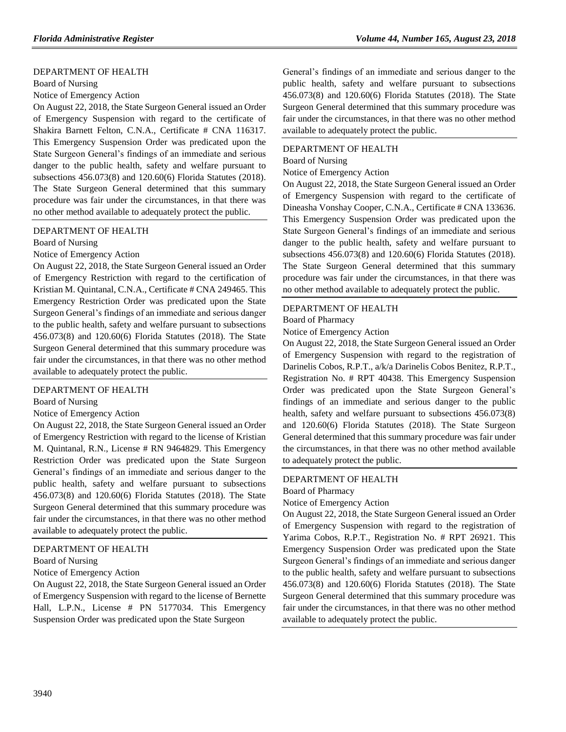DEPARTMENT OF HEALTH

Board of Nursing

Notice of Emergency Action

On August 22, 2018, the State Surgeon General issued an Order of Emergency Suspension with regard to the certificate of Shakira Barnett Felton, C.N.A., Certificate # CNA 116317. This Emergency Suspension Order was predicated upon the State Surgeon General's findings of an immediate and serious danger to the public health, safety and welfare pursuant to subsections 456.073(8) and 120.60(6) Florida Statutes (2018). The State Surgeon General determined that this summary procedure was fair under the circumstances, in that there was no other method available to adequately protect the public.

DEPARTMENT OF HEALTH

Board of Nursing

Notice of Emergency Action

On August 22, 2018, the State Surgeon General issued an Order of Emergency Restriction with regard to the certification of Kristian M. Quintanal, C.N.A., Certificate # CNA 249465. This Emergency Restriction Order was predicated upon the State Surgeon General's findings of an immediate and serious danger to the public health, safety and welfare pursuant to subsections 456.073(8) and 120.60(6) Florida Statutes (2018). The State Surgeon General determined that this summary procedure was fair under the circumstances, in that there was no other method available to adequately protect the public.

DEPARTMENT OF HEALTH

Board of Nursing

Notice of Emergency Action

On August 22, 2018, the State Surgeon General issued an Order of Emergency Restriction with regard to the license of Kristian M. Quintanal, R.N., License # RN 9464829. This Emergency Restriction Order was predicated upon the State Surgeon General's findings of an immediate and serious danger to the public health, safety and welfare pursuant to subsections 456.073(8) and 120.60(6) Florida Statutes (2018). The State Surgeon General determined that this summary procedure was fair under the circumstances, in that there was no other method available to adequately protect the public.

DEPARTMENT OF HEALTH

Board of Nursing

Notice of Emergency Action

On August 22, 2018, the State Surgeon General issued an Order of Emergency Suspension with regard to the license of Bernette Hall, L.P.N., License # PN 5177034. This Emergency Suspension Order was predicated upon the State Surgeon General's findings of an immediate and serious danger to the public health, safety and welfare pursuant to subsections 456.073(8) and 120.60(6) Florida Statutes (2018). The State Surgeon General determined that this summary procedure was fair under the circumstances, in that there was no other method available to adequately protect the public.

DEPARTMENT OF HEALTH

Board of Nursing

Notice of Emergency Action

On August 22, 2018, the State Surgeon General issued an Order of Emergency Suspension with regard to the certificate of Dineasha Vonshay Cooper, C.N.A., Certificate # CNA 133636. This Emergency Suspension Order was predicated upon the State Surgeon General's findings of an immediate and serious danger to the public health, safety and welfare pursuant to subsections 456.073(8) and 120.60(6) Florida Statutes (2018). The State Surgeon General determined that this summary procedure was fair under the circumstances, in that there was no other method available to adequately protect the public.

DEPARTMENT OF HEALTH

Board of Pharmacy

Notice of Emergency Action

On August 22, 2018, the State Surgeon General issued an Order of Emergency Suspension with regard to the registration of Darinelis Cobos, R.P.T., a/k/a Darinelis Cobos Benitez, R.P.T., Registration No. # RPT 40438. This Emergency Suspension Order was predicated upon the State Surgeon General's findings of an immediate and serious danger to the public health, safety and welfare pursuant to subsections 456.073(8) and 120.60(6) Florida Statutes (2018). The State Surgeon General determined that this summary procedure was fair under the circumstances, in that there was no other method available to adequately protect the public.

DEPARTMENT OF HEALTH

Board of Pharmacy

Notice of Emergency Action

On August 22, 2018, the State Surgeon General issued an Order of Emergency Suspension with regard to the registration of Yarima Cobos, R.P.T., Registration No. # RPT 26921. This Emergency Suspension Order was predicated upon the State Surgeon General's findings of an immediate and serious danger to the public health, safety and welfare pursuant to subsections 456.073(8) and 120.60(6) Florida Statutes (2018). The State Surgeon General determined that this summary procedure was fair under the circumstances, in that there was no other method available to adequately protect the public.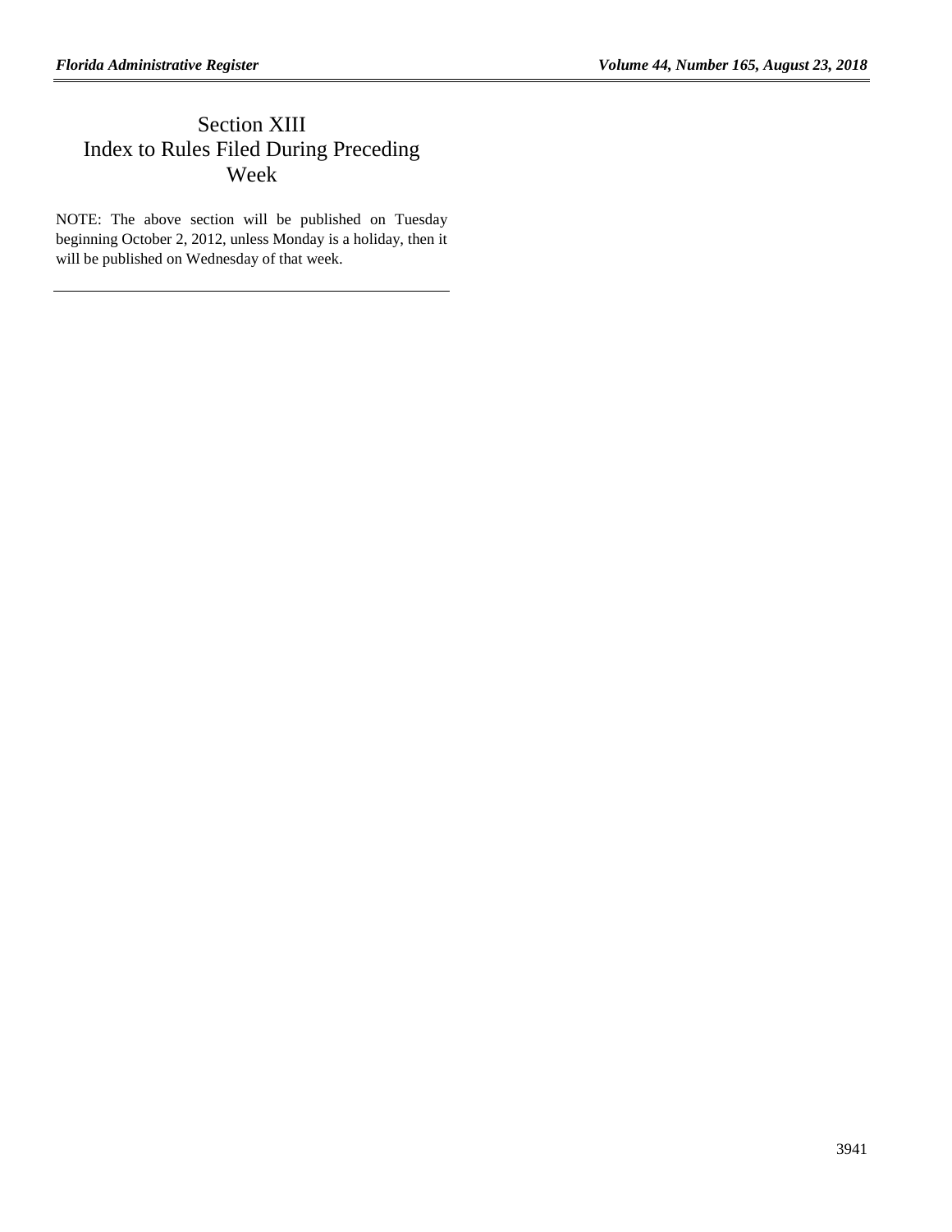# Section XIII
# Index to Rules Filed During Preceding Week

NOTE: The above section will be published on Tuesday beginning October 2, 2012, unless Monday is a holiday, then it will be published on Wednesday of that week.